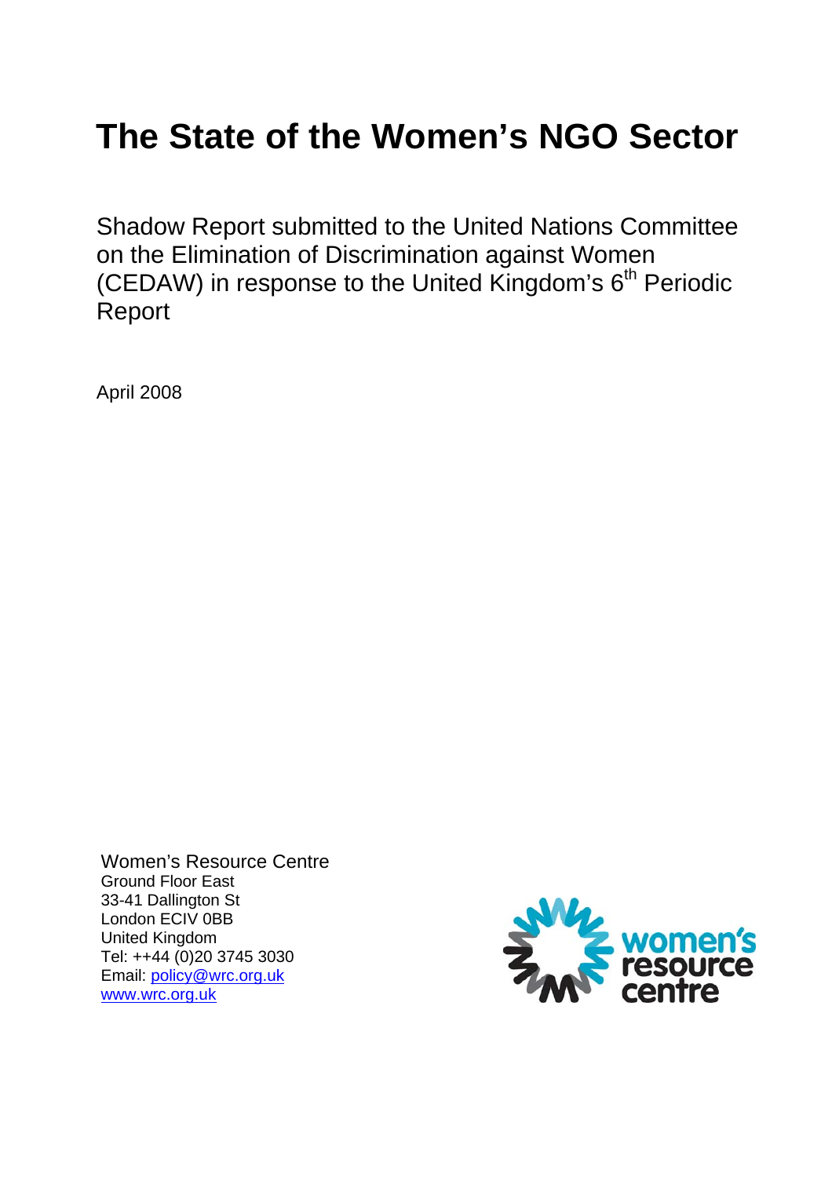# The State of the Women's NGO Sector

Shadow Report submitted to the United Nations Committee on the Elimination of Discrimination against Women (CEDAW) in response to the United Kingdom's 6th Periodic Report

April 2008

Women's Resource Centre
Ground Floor East
33-41 Dallington St
London ECIV 0BB
United Kingdom
Tel: ++44 (0)20 3745 3030
Email: policy@wrc.org.uk
www.wrc.org.uk

women's resource centre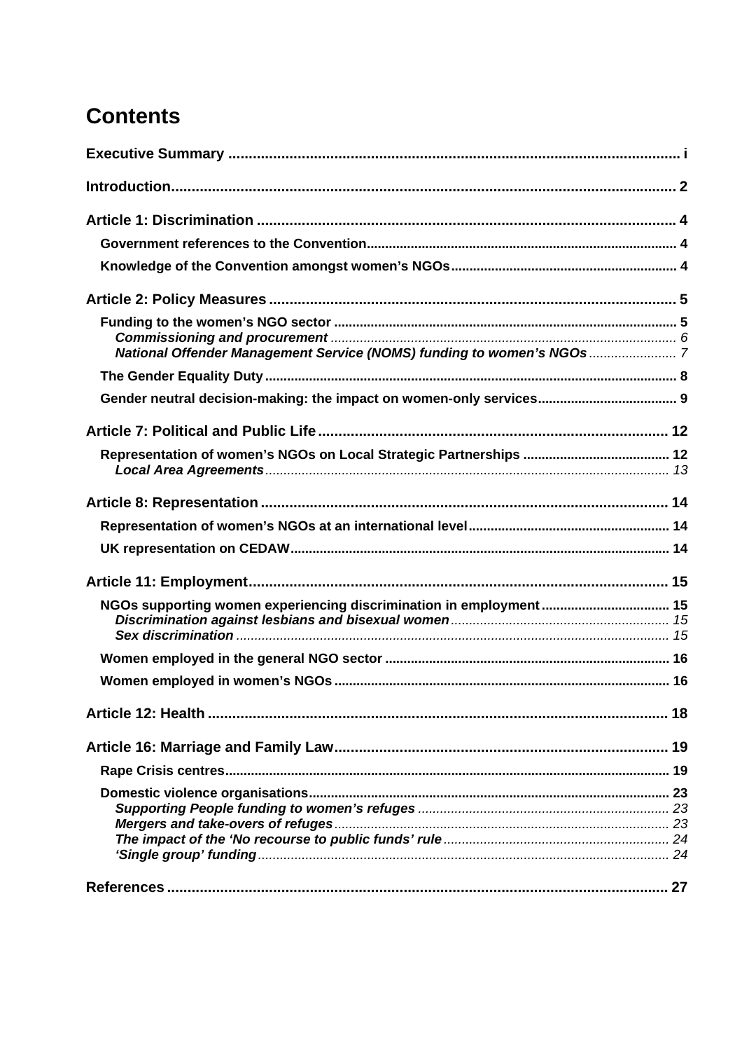# Contents

**Executive Summary** ..... i

**Introduction** ..... 2

**Article 1: Discrimination** ..... 4

- **Government references to the Convention** ..... 4
- **Knowledge of the Convention amongst women's NGOs** ..... 4

**Article 2: Policy Measures** ..... 5

- **Funding to the women's NGO sector** ..... 5
  - ***Commissioning and procurement*** ..... 6
  - ***National Offender Management Service (NOMS) funding to women's NGOs*** ..... 7
- **The Gender Equality Duty** ..... 8
- **Gender neutral decision-making: the impact on women-only services** ..... 9

**Article 7: Political and Public Life** ..... 12

- **Representation of women's NGOs on Local Strategic Partnerships** ..... 12
  - ***Local Area Agreements*** ..... 13

**Article 8: Representation** ..... 14

- **Representation of women's NGOs at an international level** ..... 14
- **UK representation on CEDAW** ..... 14

**Article 11: Employment** ..... 15

- **NGOs supporting women experiencing discrimination in employment** ..... 15
  - ***Discrimination against lesbians and bisexual women*** ..... 15
  - ***Sex discrimination*** ..... 15
- **Women employed in the general NGO sector** ..... 16
- **Women employed in women's NGOs** ..... 16

**Article 12: Health** ..... 18

**Article 16: Marriage and Family Law** ..... 19

- **Rape Crisis centres** ..... 19
- **Domestic violence organisations** ..... 23
  - ***Supporting People funding to women's refuges*** ..... 23
  - ***Mergers and take-overs of refuges*** ..... 23
  - ***The impact of the 'No recourse to public funds' rule*** ..... 24
  - ***'Single group' funding*** ..... 24

**References** ..... 27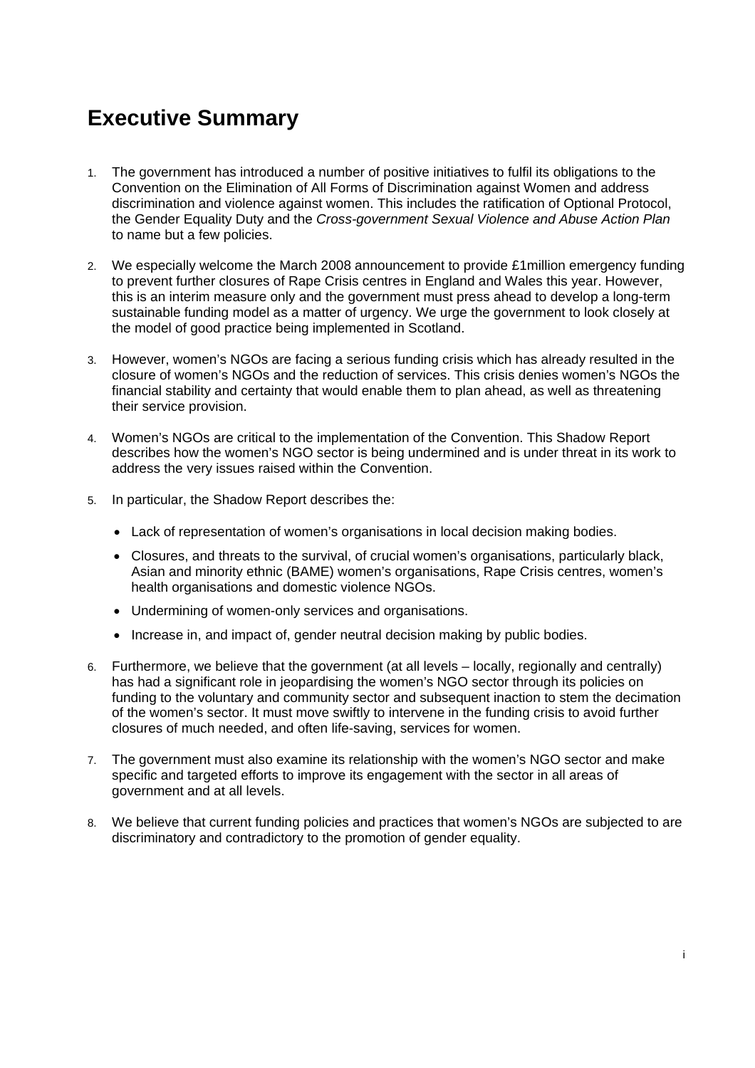# Executive Summary

1. The government has introduced a number of positive initiatives to fulfil its obligations to the Convention on the Elimination of All Forms of Discrimination against Women and address discrimination and violence against women. This includes the ratification of Optional Protocol, the Gender Equality Duty and the *Cross-government Sexual Violence and Abuse Action Plan* to name but a few policies.

2. We especially welcome the March 2008 announcement to provide £1million emergency funding to prevent further closures of Rape Crisis centres in England and Wales this year. However, this is an interim measure only and the government must press ahead to develop a long-term sustainable funding model as a matter of urgency. We urge the government to look closely at the model of good practice being implemented in Scotland.

3. However, women's NGOs are facing a serious funding crisis which has already resulted in the closure of women's NGOs and the reduction of services. This crisis denies women's NGOs the financial stability and certainty that would enable them to plan ahead, as well as threatening their service provision.

4. Women's NGOs are critical to the implementation of the Convention. This Shadow Report describes how the women's NGO sector is being undermined and is under threat in its work to address the very issues raised within the Convention.

5. In particular, the Shadow Report describes the:

   - Lack of representation of women's organisations in local decision making bodies.
   - Closures, and threats to the survival, of crucial women's organisations, particularly black, Asian and minority ethnic (BAME) women's organisations, Rape Crisis centres, women's health organisations and domestic violence NGOs.
   - Undermining of women-only services and organisations.
   - Increase in, and impact of, gender neutral decision making by public bodies.

6. Furthermore, we believe that the government (at all levels – locally, regionally and centrally) has had a significant role in jeopardising the women's NGO sector through its policies on funding to the voluntary and community sector and subsequent inaction to stem the decimation of the women's sector. It must move swiftly to intervene in the funding crisis to avoid further closures of much needed, and often life-saving, services for women.

7. The government must also examine its relationship with the women's NGO sector and make specific and targeted efforts to improve its engagement with the sector in all areas of government and at all levels.

8. We believe that current funding policies and practices that women's NGOs are subjected to are discriminatory and contradictory to the promotion of gender equality.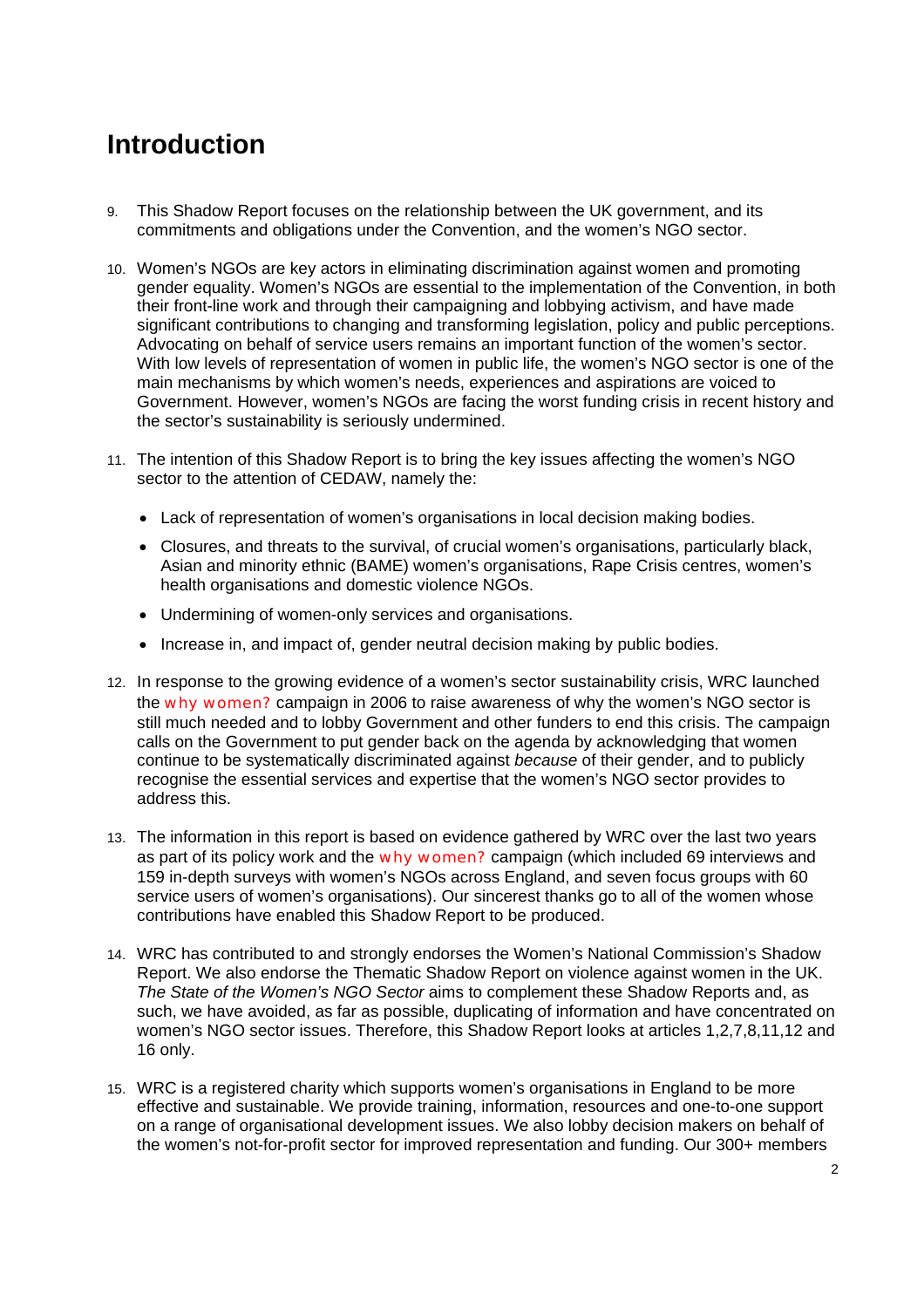# Introduction

9. This Shadow Report focuses on the relationship between the UK government, and its commitments and obligations under the Convention, and the women's NGO sector.

10. Women's NGOs are key actors in eliminating discrimination against women and promoting gender equality. Women's NGOs are essential to the implementation of the Convention, in both their front-line work and through their campaigning and lobbying activism, and have made significant contributions to changing and transforming legislation, policy and public perceptions. Advocating on behalf of service users remains an important function of the women's sector. With low levels of representation of women in public life, the women's NGO sector is one of the main mechanisms by which women's needs, experiences and aspirations are voiced to Government. However, women's NGOs are facing the worst funding crisis in recent history and the sector's sustainability is seriously undermined.

11. The intention of this Shadow Report is to bring the key issues affecting the women's NGO sector to the attention of CEDAW, namely the:

    - Lack of representation of women's organisations in local decision making bodies.
    - Closures, and threats to the survival, of crucial women's organisations, particularly black, Asian and minority ethnic (BAME) women's organisations, Rape Crisis centres, women's health organisations and domestic violence NGOs.
    - Undermining of women-only services and organisations.
    - Increase in, and impact of, gender neutral decision making by public bodies.

12. In response to the growing evidence of a women's sector sustainability crisis, WRC launched the why women? campaign in 2006 to raise awareness of why the women's NGO sector is still much needed and to lobby Government and other funders to end this crisis. The campaign calls on the Government to put gender back on the agenda by acknowledging that women continue to be systematically discriminated against *because* of their gender, and to publicly recognise the essential services and expertise that the women's NGO sector provides to address this.

13. The information in this report is based on evidence gathered by WRC over the last two years as part of its policy work and the why women? campaign (which included 69 interviews and 159 in-depth surveys with women's NGOs across England, and seven focus groups with 60 service users of women's organisations). Our sincerest thanks go to all of the women whose contributions have enabled this Shadow Report to be produced.

14. WRC has contributed to and strongly endorses the Women's National Commission's Shadow Report. We also endorse the Thematic Shadow Report on violence against women in the UK. *The State of the Women's NGO Sector* aims to complement these Shadow Reports and, as such, we have avoided, as far as possible, duplicating of information and have concentrated on women's NGO sector issues. Therefore, this Shadow Report looks at articles 1,2,7,8,11,12 and 16 only.

15. WRC is a registered charity which supports women's organisations in England to be more effective and sustainable. We provide training, information, resources and one-to-one support on a range of organisational development issues. We also lobby decision makers on behalf of the women's not-for-profit sector for improved representation and funding. Our 300+ members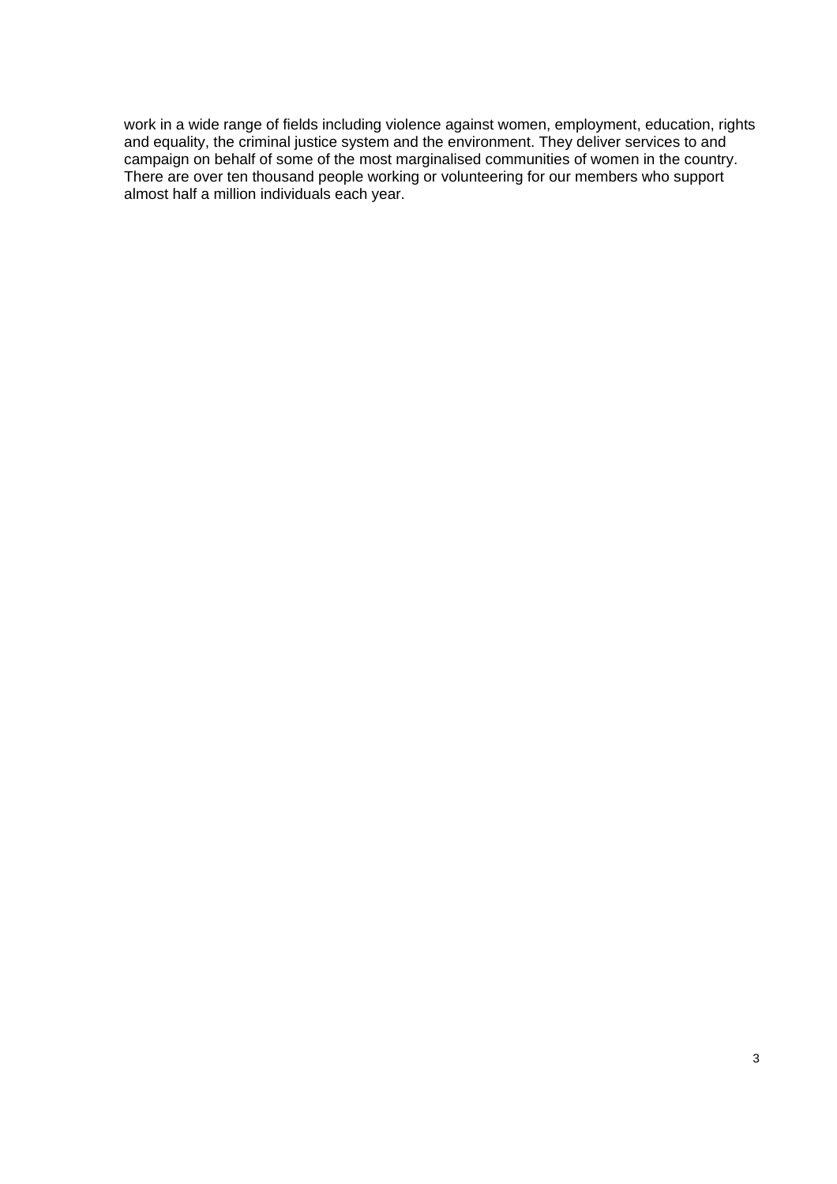work in a wide range of fields including violence against women, employment, education, rights and equality, the criminal justice system and the environment. They deliver services to and campaign on behalf of some of the most marginalised communities of women in the country. There are over ten thousand people working or volunteering for our members who support almost half a million individuals each year.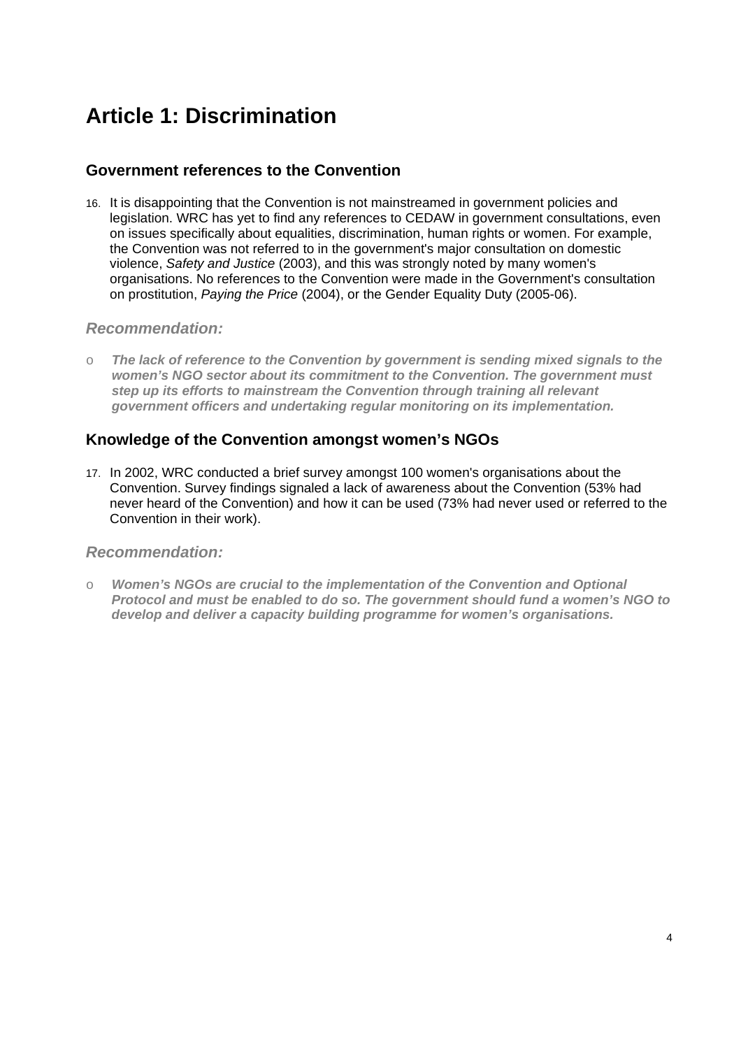# Article 1: Discrimination

## Government references to the Convention

16. It is disappointing that the Convention is not mainstreamed in government policies and legislation. WRC has yet to find any references to CEDAW in government consultations, even on issues specifically about equalities, discrimination, human rights or women. For example, the Convention was not referred to in the government's major consultation on domestic violence, *Safety and Justice* (2003), and this was strongly noted by many women's organisations. No references to the Convention were made in the Government's consultation on prostitution, *Paying the Price* (2004), or the Gender Equality Duty (2005-06).

### *Recommendation:*

- ***The lack of reference to the Convention by government is sending mixed signals to the women's NGO sector about its commitment to the Convention. The government must step up its efforts to mainstream the Convention through training all relevant government officers and undertaking regular monitoring on its implementation.***

## Knowledge of the Convention amongst women's NGOs

17. In 2002, WRC conducted a brief survey amongst 100 women's organisations about the Convention. Survey findings signaled a lack of awareness about the Convention (53% had never heard of the Convention) and how it can be used (73% had never used or referred to the Convention in their work).

### *Recommendation:*

- ***Women's NGOs are crucial to the implementation of the Convention and Optional Protocol and must be enabled to do so. The government should fund a women's NGO to develop and deliver a capacity building programme for women's organisations.***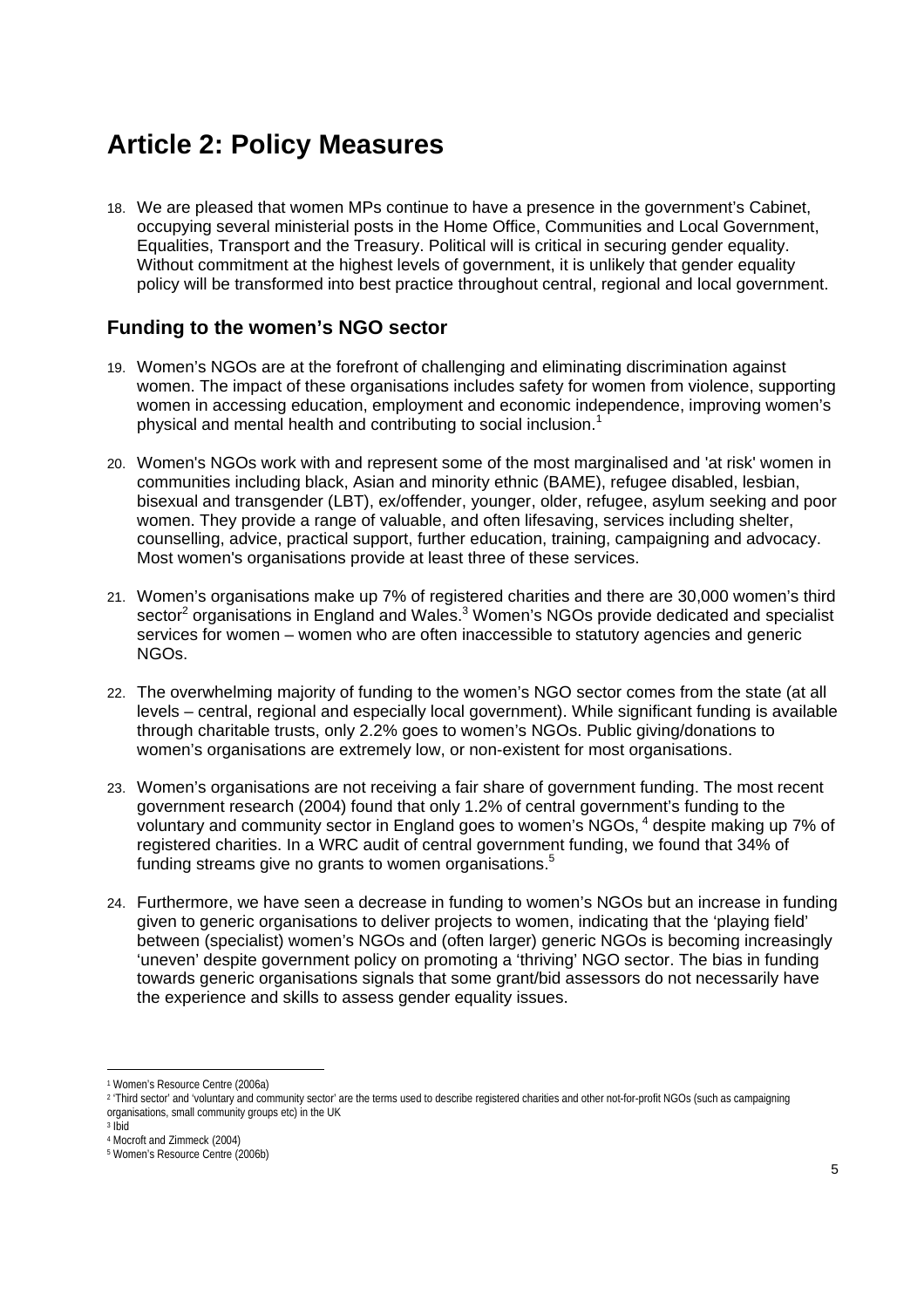# Article 2: Policy Measures

18. We are pleased that women MPs continue to have a presence in the government's Cabinet, occupying several ministerial posts in the Home Office, Communities and Local Government, Equalities, Transport and the Treasury. Political will is critical in securing gender equality. Without commitment at the highest levels of government, it is unlikely that gender equality policy will be transformed into best practice throughout central, regional and local government.

## Funding to the women's NGO sector

19. Women's NGOs are at the forefront of challenging and eliminating discrimination against women. The impact of these organisations includes safety for women from violence, supporting women in accessing education, employment and economic independence, improving women's physical and mental health and contributing to social inclusion.[1]

20. Women's NGOs work with and represent some of the most marginalised and 'at risk' women in communities including black, Asian and minority ethnic (BAME), refugee disabled, lesbian, bisexual and transgender (LBT), ex/offender, younger, older, refugee, asylum seeking and poor women. They provide a range of valuable, and often lifesaving, services including shelter, counselling, advice, practical support, further education, training, campaigning and advocacy. Most women's organisations provide at least three of these services.

21. Women's organisations make up 7% of registered charities and there are 30,000 women's third sector[2] organisations in England and Wales.[3] Women's NGOs provide dedicated and specialist services for women – women who are often inaccessible to statutory agencies and generic NGOs.

22. The overwhelming majority of funding to the women's NGO sector comes from the state (at all levels – central, regional and especially local government). While significant funding is available through charitable trusts, only 2.2% goes to women's NGOs. Public giving/donations to women's organisations are extremely low, or non-existent for most organisations.

23. Women's organisations are not receiving a fair share of government funding. The most recent government research (2004) found that only 1.2% of central government's funding to the voluntary and community sector in England goes to women's NGOs, [4] despite making up 7% of registered charities. In a WRC audit of central government funding, we found that 34% of funding streams give no grants to women organisations.[5]

24. Furthermore, we have seen a decrease in funding to women's NGOs but an increase in funding given to generic organisations to deliver projects to women, indicating that the 'playing field' between (specialist) women's NGOs and (often larger) generic NGOs is becoming increasingly 'uneven' despite government policy on promoting a 'thriving' NGO sector. The bias in funding towards generic organisations signals that some grant/bid assessors do not necessarily have the experience and skills to assess gender equality issues.

---

[1] Women's Resource Centre (2006a)

[2] 'Third sector' and 'voluntary and community sector' are the terms used to describe registered charities and other not-for-profit NGOs (such as campaigning organisations, small community groups etc) in the UK

[3] Ibid

[4] Mocroft and Zimmeck (2004)

[5] Women's Resource Centre (2006b)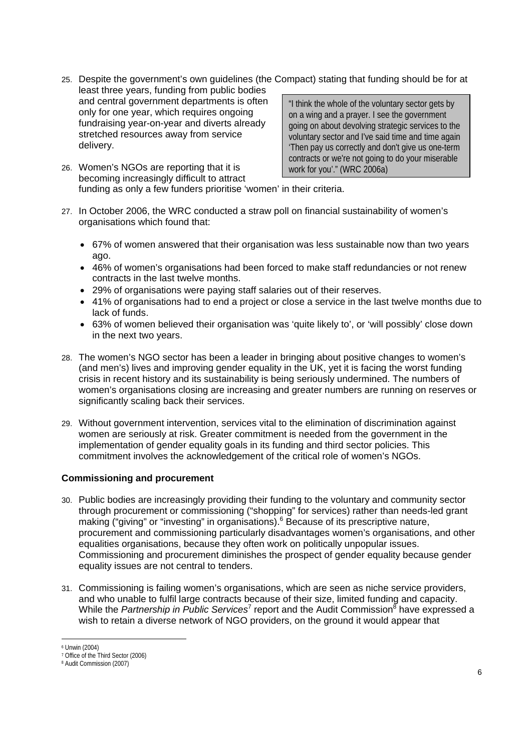25. Despite the government's own guidelines (the Compact) stating that funding should be for at least three years, funding from public bodies and central government departments is often only for one year, which requires ongoing fundraising year-on-year and diverts already stretched resources away from service delivery.

> "I think the whole of the voluntary sector gets by on a wing and a prayer. I see the government going on about devolving strategic services to the voluntary sector and I've said time and time again 'Then pay us correctly and don't give us one-term contracts or we're not going to do your miserable work for you'." (WRC 2006a)

26. Women's NGOs are reporting that it is becoming increasingly difficult to attract funding as only a few funders prioritise 'women' in their criteria.

27. In October 2006, the WRC conducted a straw poll on financial sustainability of women's organisations which found that:

   - 67% of women answered that their organisation was less sustainable now than two years ago.
   - 46% of women's organisations had been forced to make staff redundancies or not renew contracts in the last twelve months.
   - 29% of organisations were paying staff salaries out of their reserves.
   - 41% of organisations had to end a project or close a service in the last twelve months due to lack of funds.
   - 63% of women believed their organisation was 'quite likely to', or 'will possibly' close down in the next two years.

28. The women's NGO sector has been a leader in bringing about positive changes to women's (and men's) lives and improving gender equality in the UK, yet it is facing the worst funding crisis in recent history and its sustainability is being seriously undermined. The numbers of women's organisations closing are increasing and greater numbers are running on reserves or significantly scaling back their services.

29. Without government intervention, services vital to the elimination of discrimination against women are seriously at risk. Greater commitment is needed from the government in the implementation of gender equality goals in its funding and third sector policies. This commitment involves the acknowledgement of the critical role of women's NGOs.

**Commissioning and procurement**

30. Public bodies are increasingly providing their funding to the voluntary and community sector through procurement or commissioning ("shopping" for services) rather than needs-led grant making ("giving" or "investing" in organisations).[6] Because of its prescriptive nature, procurement and commissioning particularly disadvantages women's organisations, and other equalities organisations, because they often work on politically unpopular issues. Commissioning and procurement diminishes the prospect of gender equality because gender equality issues are not central to tenders.

31. Commissioning is failing women's organisations, which are seen as niche service providers, and who unable to fulfil large contracts because of their size, limited funding and capacity. While the *Partnership in Public Services*[7] report and the Audit Commission[8] have expressed a wish to retain a diverse network of NGO providers, on the ground it would appear that

---

[6] Unwin (2004)
[7] Office of the Third Sector (2006)
[8] Audit Commission (2007)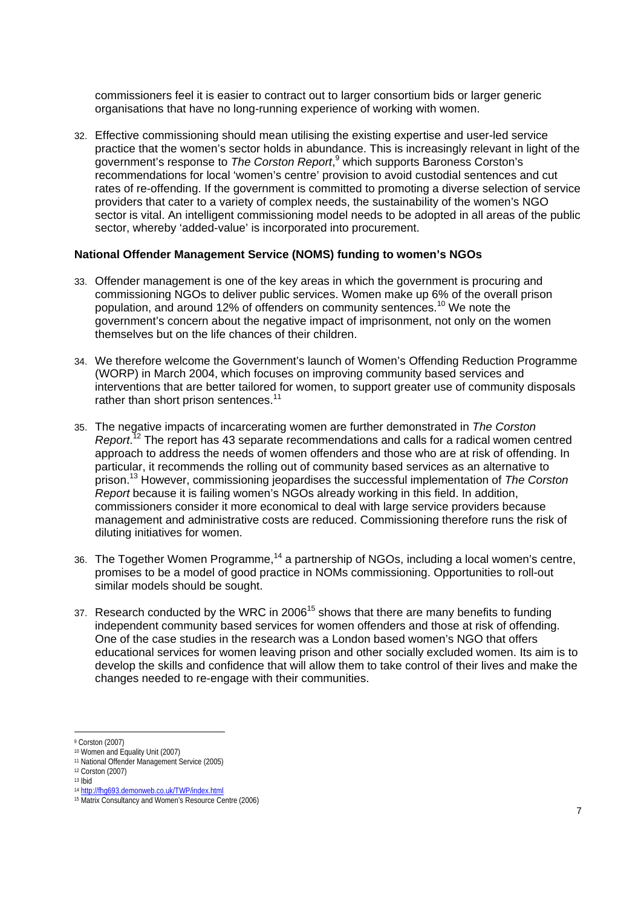commissioners feel it is easier to contract out to larger consortium bids or larger generic organisations that have no long-running experience of working with women.

32. Effective commissioning should mean utilising the existing expertise and user-led service practice that the women's sector holds in abundance. This is increasingly relevant in light of the government's response to *The Corston Report*,[9] which supports Baroness Corston's recommendations for local 'women's centre' provision to avoid custodial sentences and cut rates of re-offending. If the government is committed to promoting a diverse selection of service providers that cater to a variety of complex needs, the sustainability of the women's NGO sector is vital. An intelligent commissioning model needs to be adopted in all areas of the public sector, whereby 'added-value' is incorporated into procurement.

**National Offender Management Service (NOMS) funding to women's NGOs**

33. Offender management is one of the key areas in which the government is procuring and commissioning NGOs to deliver public services. Women make up 6% of the overall prison population, and around 12% of offenders on community sentences.[10] We note the government's concern about the negative impact of imprisonment, not only on the women themselves but on the life chances of their children.

34. We therefore welcome the Government's launch of Women's Offending Reduction Programme (WORP) in March 2004, which focuses on improving community based services and interventions that are better tailored for women, to support greater use of community disposals rather than short prison sentences.[11]

35. The negative impacts of incarcerating women are further demonstrated in *The Corston Report*.[12] The report has 43 separate recommendations and calls for a radical women centred approach to address the needs of women offenders and those who are at risk of offending. In particular, it recommends the rolling out of community based services as an alternative to prison.[13] However, commissioning jeopardises the successful implementation of *The Corston Report* because it is failing women's NGOs already working in this field. In addition, commissioners consider it more economical to deal with large service providers because management and administrative costs are reduced. Commissioning therefore runs the risk of diluting initiatives for women.

36. The Together Women Programme,[14] a partnership of NGOs, including a local women's centre, promises to be a model of good practice in NOMs commissioning. Opportunities to roll-out similar models should be sought.

37. Research conducted by the WRC in 2006[15] shows that there are many benefits to funding independent community based services for women offenders and those at risk of offending. One of the case studies in the research was a London based women's NGO that offers educational services for women leaving prison and other socially excluded women. Its aim is to develop the skills and confidence that will allow them to take control of their lives and make the changes needed to re-engage with their communities.

---

[9] Corston (2007)
[10] Women and Equality Unit (2007)
[11] National Offender Management Service (2005)
[12] Corston (2007)
[13] Ibid
[14] http://fhg693.demonweb.co.uk/TWP/index.html
[15] Matrix Consultancy and Women's Resource Centre (2006)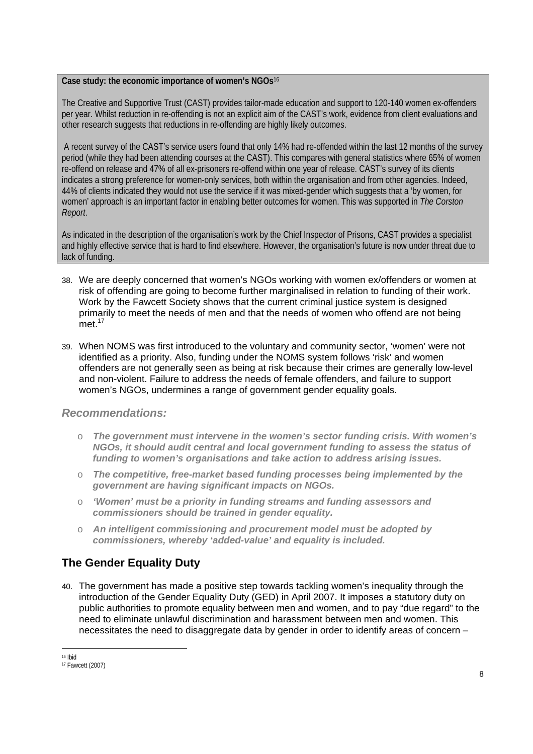**Case study: the economic importance of women's NGOs**[16]

The Creative and Supportive Trust (CAST) provides tailor-made education and support to 120-140 women ex-offenders per year. Whilst reduction in re-offending is not an explicit aim of the CAST's work, evidence from client evaluations and other research suggests that reductions in re-offending are highly likely outcomes.

A recent survey of the CAST's service users found that only 14% had re-offended within the last 12 months of the survey period (while they had been attending courses at the CAST). This compares with general statistics where 65% of women re-offend on release and 47% of all ex-prisoners re-offend within one year of release. CAST's survey of its clients indicates a strong preference for women-only services, both within the organisation and from other agencies. Indeed, 44% of clients indicated they would not use the service if it was mixed-gender which suggests that a 'by women, for women' approach is an important factor in enabling better outcomes for women. This was supported in *The Corston Report*.

As indicated in the description of the organisation's work by the Chief Inspector of Prisons, CAST provides a specialist and highly effective service that is hard to find elsewhere. However, the organisation's future is now under threat due to lack of funding.

38. We are deeply concerned that women's NGOs working with women ex/offenders or women at risk of offending are going to become further marginalised in relation to funding of their work. Work by the Fawcett Society shows that the current criminal justice system is designed primarily to meet the needs of men and that the needs of women who offend are not being met.[17]

39. When NOMS was first introduced to the voluntary and community sector, 'women' were not identified as a priority. Also, funding under the NOMS system follows 'risk' and women offenders are not generally seen as being at risk because their crimes are generally low-level and non-violent. Failure to address the needs of female offenders, and failure to support women's NGOs, undermines a range of government gender equality goals.

### *Recommendations:*

- ***The government must intervene in the women's sector funding crisis. With women's NGOs, it should audit central and local government funding to assess the status of funding to women's organisations and take action to address arising issues.***
- ***The competitive, free-market based funding processes being implemented by the government are having significant impacts on NGOs.***
- ***'Women' must be a priority in funding streams and funding assessors and commissioners should be trained in gender equality.***
- ***An intelligent commissioning and procurement model must be adopted by commissioners, whereby 'added-value' and equality is included.***

## The Gender Equality Duty

40. The government has made a positive step towards tackling women's inequality through the introduction of the Gender Equality Duty (GED) in April 2007. It imposes a statutory duty on public authorities to promote equality between men and women, and to pay "due regard" to the need to eliminate unlawful discrimination and harassment between men and women. This necessitates the need to disaggregate data by gender in order to identify areas of concern –

---

[16] Ibid

[17] Fawcett (2007)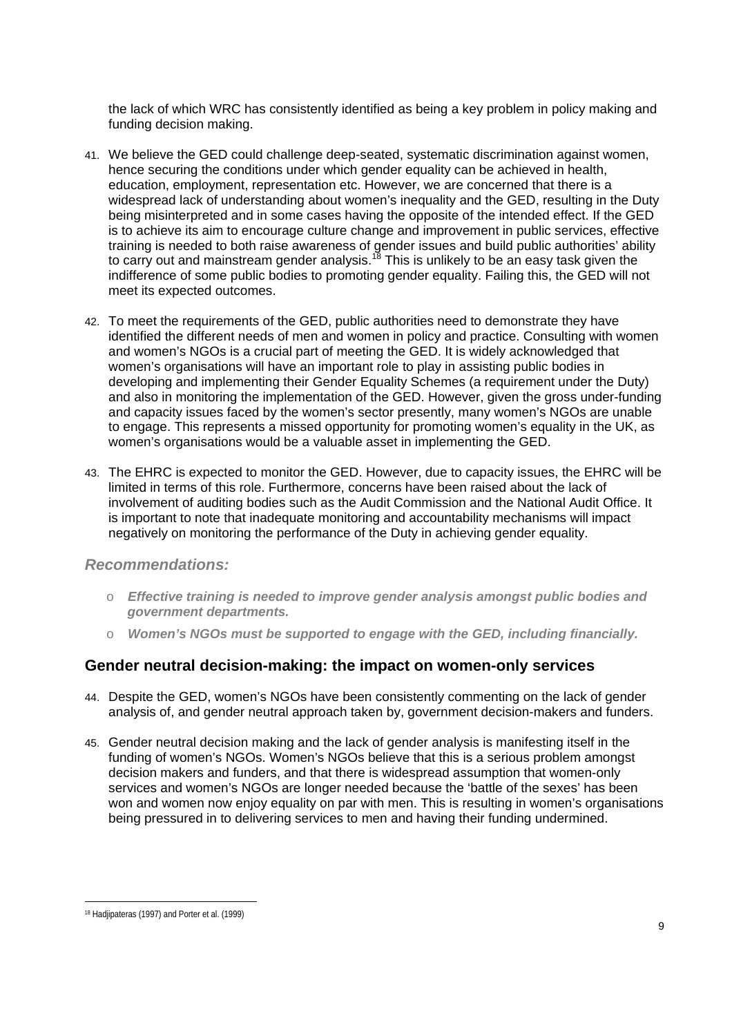the lack of which WRC has consistently identified as being a key problem in policy making and funding decision making.

41. We believe the GED could challenge deep-seated, systematic discrimination against women, hence securing the conditions under which gender equality can be achieved in health, education, employment, representation etc. However, we are concerned that there is a widespread lack of understanding about women's inequality and the GED, resulting in the Duty being misinterpreted and in some cases having the opposite of the intended effect. If the GED is to achieve its aim to encourage culture change and improvement in public services, effective training is needed to both raise awareness of gender issues and build public authorities' ability to carry out and mainstream gender analysis.[18] This is unlikely to be an easy task given the indifference of some public bodies to promoting gender equality. Failing this, the GED will not meet its expected outcomes.

42. To meet the requirements of the GED, public authorities need to demonstrate they have identified the different needs of men and women in policy and practice. Consulting with women and women's NGOs is a crucial part of meeting the GED. It is widely acknowledged that women's organisations will have an important role to play in assisting public bodies in developing and implementing their Gender Equality Schemes (a requirement under the Duty) and also in monitoring the implementation of the GED. However, given the gross under-funding and capacity issues faced by the women's sector presently, many women's NGOs are unable to engage. This represents a missed opportunity for promoting women's equality in the UK, as women's organisations would be a valuable asset in implementing the GED.

43. The EHRC is expected to monitor the GED. However, due to capacity issues, the EHRC will be limited in terms of this role. Furthermore, concerns have been raised about the lack of involvement of auditing bodies such as the Audit Commission and the National Audit Office. It is important to note that inadequate monitoring and accountability mechanisms will impact negatively on monitoring the performance of the Duty in achieving gender equality.

### *Recommendations:*

- ***Effective training is needed to improve gender analysis amongst public bodies and government departments.***
- ***Women's NGOs must be supported to engage with the GED, including financially.***

## Gender neutral decision-making: the impact on women-only services

44. Despite the GED, women's NGOs have been consistently commenting on the lack of gender analysis of, and gender neutral approach taken by, government decision-makers and funders.

45. Gender neutral decision making and the lack of gender analysis is manifesting itself in the funding of women's NGOs. Women's NGOs believe that this is a serious problem amongst decision makers and funders, and that there is widespread assumption that women-only services and women's NGOs are longer needed because the 'battle of the sexes' has been won and women now enjoy equality on par with men. This is resulting in women's organisations being pressured in to delivering services to men and having their funding undermined.

---

[18] Hadjipateras (1997) and Porter et al. (1999)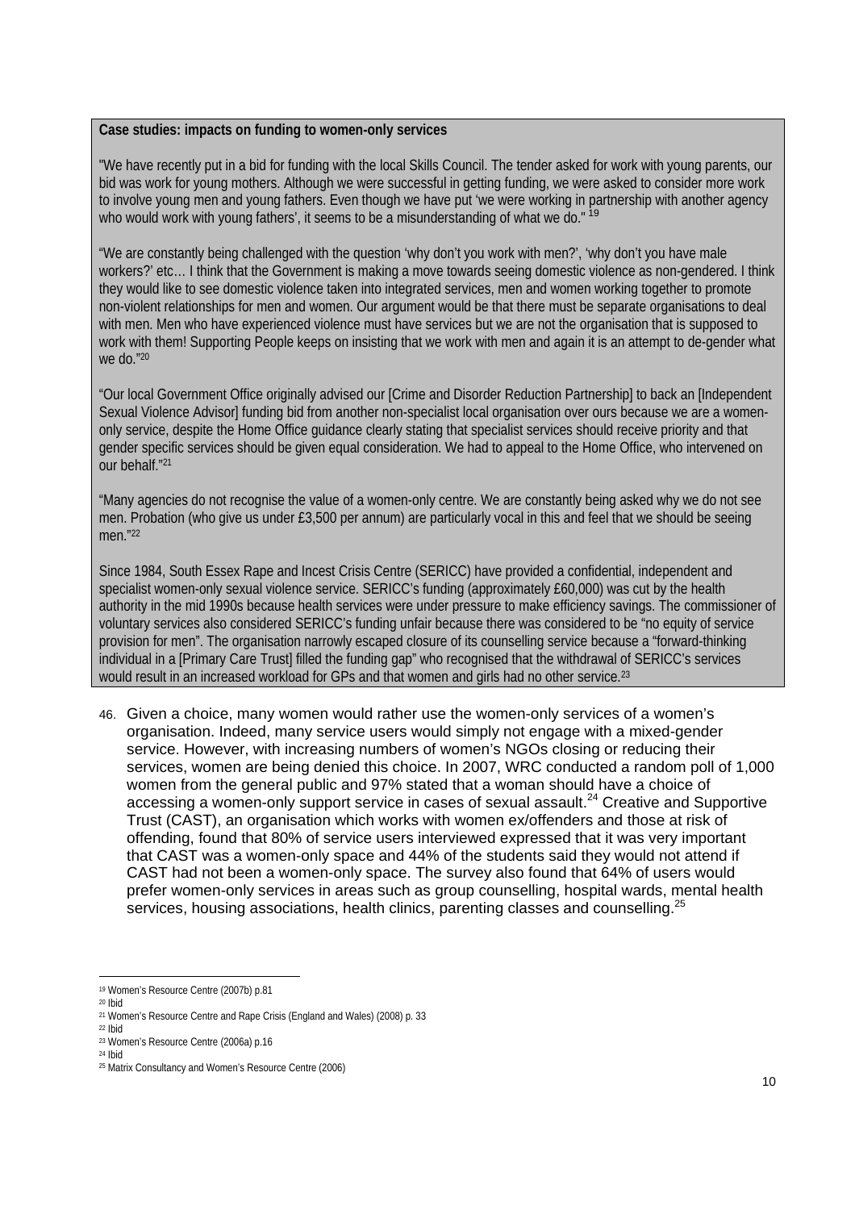**Case studies: impacts on funding to women-only services**

"We have recently put in a bid for funding with the local Skills Council. The tender asked for work with young parents, our bid was work for young mothers. Although we were successful in getting funding, we were asked to consider more work to involve young men and young fathers. Even though we have put 'we were working in partnership with another agency who would work with young fathers', it seems to be a misunderstanding of what we do." [19]

"We are constantly being challenged with the question 'why don't you work with men?', 'why don't you have male workers?' etc… I think that the Government is making a move towards seeing domestic violence as non-gendered. I think they would like to see domestic violence taken into integrated services, men and women working together to promote non-violent relationships for men and women. Our argument would be that there must be separate organisations to deal with men. Men who have experienced violence must have services but we are not the organisation that is supposed to work with them! Supporting People keeps on insisting that we work with men and again it is an attempt to de-gender what we do."[20]

"Our local Government Office originally advised our [Crime and Disorder Reduction Partnership] to back an [Independent Sexual Violence Advisor] funding bid from another non-specialist local organisation over ours because we are a women-only service, despite the Home Office guidance clearly stating that specialist services should receive priority and that gender specific services should be given equal consideration. We had to appeal to the Home Office, who intervened on our behalf."[21]

"Many agencies do not recognise the value of a women-only centre. We are constantly being asked why we do not see men. Probation (who give us under £3,500 per annum) are particularly vocal in this and feel that we should be seeing men."[22]

Since 1984, South Essex Rape and Incest Crisis Centre (SERICC) have provided a confidential, independent and specialist women-only sexual violence service. SERICC's funding (approximately £60,000) was cut by the health authority in the mid 1990s because health services were under pressure to make efficiency savings. The commissioner of voluntary services also considered SERICC's funding unfair because there was considered to be "no equity of service provision for men". The organisation narrowly escaped closure of its counselling service because a "forward-thinking individual in a [Primary Care Trust] filled the funding gap" who recognised that the withdrawal of SERICC's services would result in an increased workload for GPs and that women and girls had no other service.[23]

46. Given a choice, many women would rather use the women-only services of a women's organisation. Indeed, many service users would simply not engage with a mixed-gender service. However, with increasing numbers of women's NGOs closing or reducing their services, women are being denied this choice. In 2007, WRC conducted a random poll of 1,000 women from the general public and 97% stated that a woman should have a choice of accessing a women-only support service in cases of sexual assault.[24] Creative and Supportive Trust (CAST), an organisation which works with women ex/offenders and those at risk of offending, found that 80% of service users interviewed expressed that it was very important that CAST was a women-only space and 44% of the students said they would not attend if CAST had not been a women-only space. The survey also found that 64% of users would prefer women-only services in areas such as group counselling, hospital wards, mental health services, housing associations, health clinics, parenting classes and counselling.[25]

---

[19] Women's Resource Centre (2007b) p.81
[20] Ibid
[21] Women's Resource Centre and Rape Crisis (England and Wales) (2008) p. 33
[22] Ibid
[23] Women's Resource Centre (2006a) p.16
[24] Ibid
[25] Matrix Consultancy and Women's Resource Centre (2006)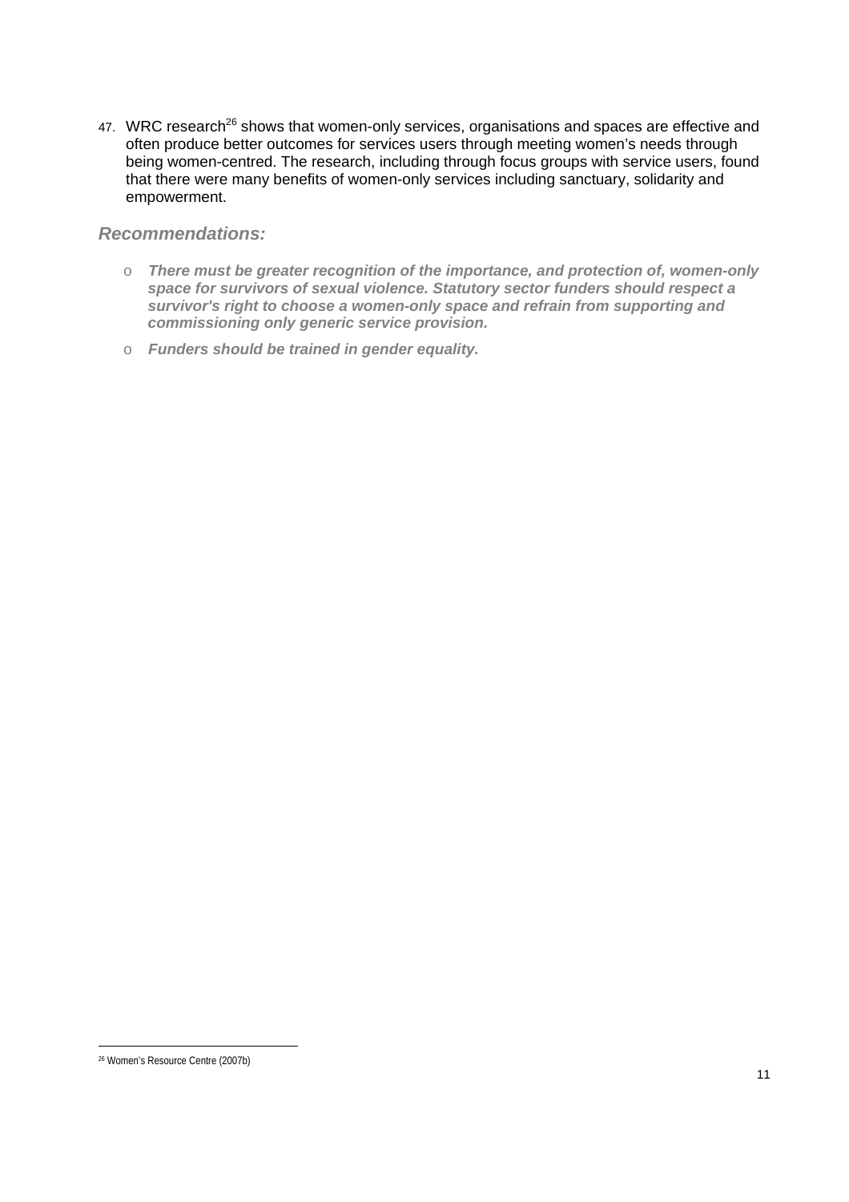47. WRC research[26] shows that women-only services, organisations and spaces are effective and often produce better outcomes for services users through meeting women's needs through being women-centred. The research, including through focus groups with service users, found that there were many benefits of women-only services including sanctuary, solidarity and empowerment.

### *Recommendations:*

- ***There must be greater recognition of the importance, and protection of, women-only space for survivors of sexual violence. Statutory sector funders should respect a survivor's right to choose a women-only space and refrain from supporting and commissioning only generic service provision.***
- ***Funders should be trained in gender equality.***

---

[26] Women's Resource Centre (2007b)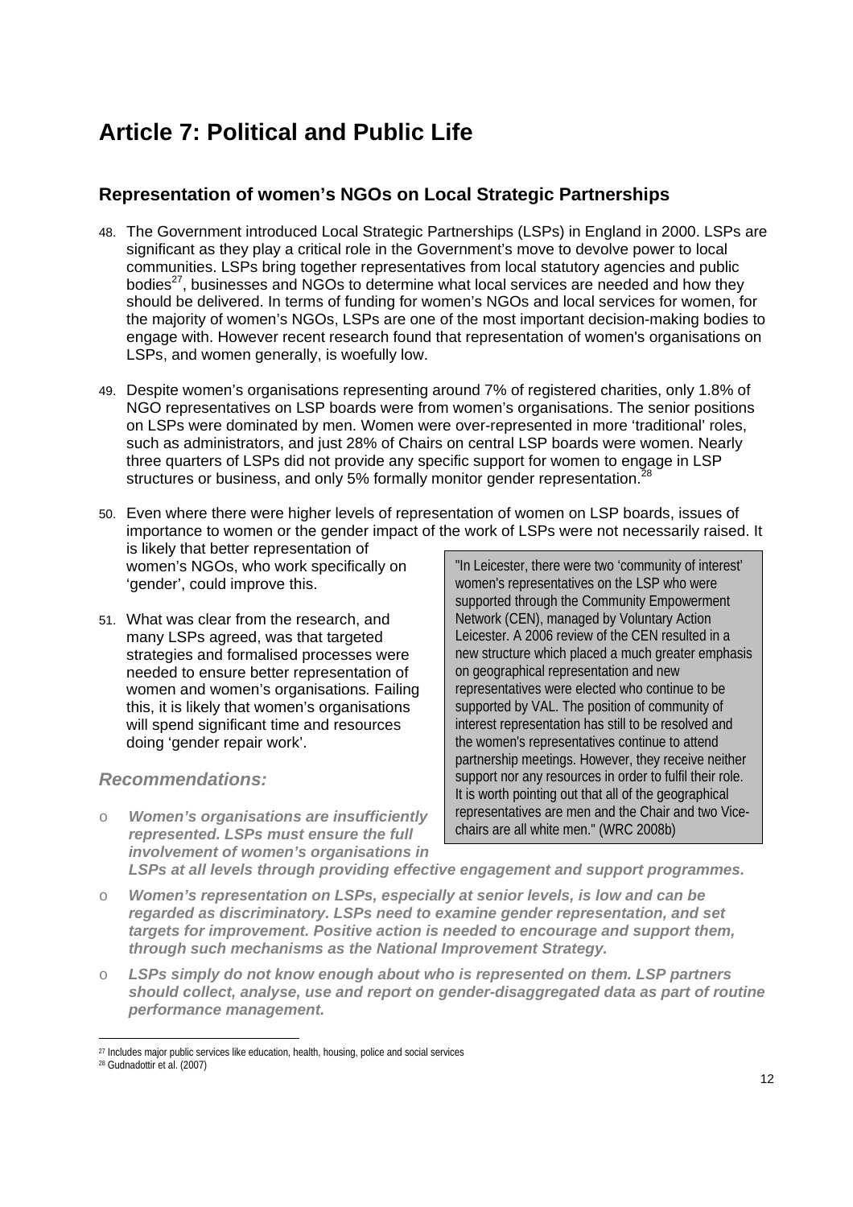# Article 7: Political and Public Life

## Representation of women's NGOs on Local Strategic Partnerships

48. The Government introduced Local Strategic Partnerships (LSPs) in England in 2000. LSPs are significant as they play a critical role in the Government's move to devolve power to local communities. LSPs bring together representatives from local statutory agencies and public bodies[27], businesses and NGOs to determine what local services are needed and how they should be delivered. In terms of funding for women's NGOs and local services for women, for the majority of women's NGOs, LSPs are one of the most important decision-making bodies to engage with. However recent research found that representation of women's organisations on LSPs, and women generally, is woefully low.

49. Despite women's organisations representing around 7% of registered charities, only 1.8% of NGO representatives on LSP boards were from women's organisations. The senior positions on LSPs were dominated by men. Women were over-represented in more 'traditional' roles, such as administrators, and just 28% of Chairs on central LSP boards were women. Nearly three quarters of LSPs did not provide any specific support for women to engage in LSP structures or business, and only 5% formally monitor gender representation.[28]

50. Even where there were higher levels of representation of women on LSP boards, issues of importance to women or the gender impact of the work of LSPs were not necessarily raised. It is likely that better representation of women's NGOs, who work specifically on 'gender', could improve this.

51. What was clear from the research, and many LSPs agreed, was that targeted strategies and formalised processes were needed to ensure better representation of women and women's organisations. Failing this, it is likely that women's organisations will spend significant time and resources doing 'gender repair work'.

> "In Leicester, there were two 'community of interest' women's representatives on the LSP who were supported through the Community Empowerment Network (CEN), managed by Voluntary Action Leicester. A 2006 review of the CEN resulted in a new structure which placed a much greater emphasis on geographical representation and new representatives were elected who continue to be supported by VAL. The position of community of interest representation has still to be resolved and the women's representatives continue to attend partnership meetings. However, they receive neither support nor any resources in order to fulfil their role. It is worth pointing out that all of the geographical representatives are men and the Chair and two Vice-chairs are all white men." (WRC 2008b)

### *Recommendations:*

- ***Women's organisations are insufficiently represented. LSPs must ensure the full involvement of women's organisations in LSPs at all levels through providing effective engagement and support programmes.***
- ***Women's representation on LSPs, especially at senior levels, is low and can be regarded as discriminatory. LSPs need to examine gender representation, and set targets for improvement. Positive action is needed to encourage and support them, through such mechanisms as the National Improvement Strategy.***
- ***LSPs simply do not know enough about who is represented on them. LSP partners should collect, analyse, use and report on gender-disaggregated data as part of routine performance management.***

---

[27] Includes major public services like education, health, housing, police and social services

[28] Gudnadottir et al. (2007)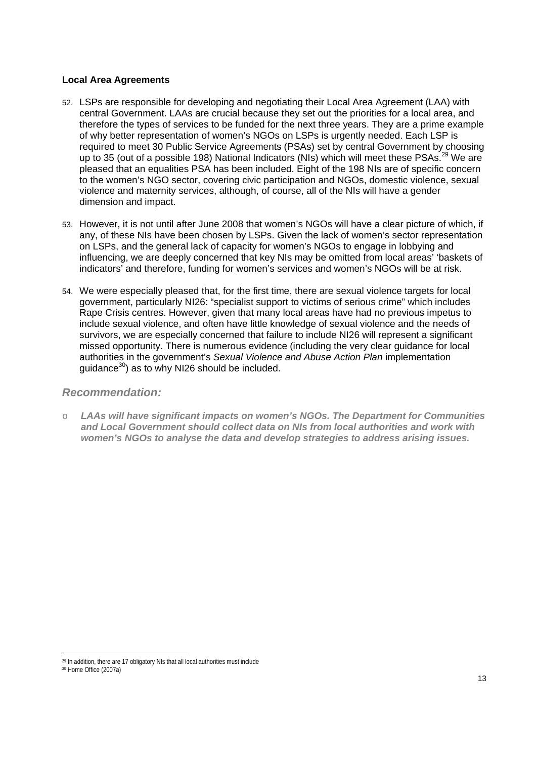### Local Area Agreements

52. LSPs are responsible for developing and negotiating their Local Area Agreement (LAA) with central Government. LAAs are crucial because they set out the priorities for a local area, and therefore the types of services to be funded for the next three years. They are a prime example of why better representation of women's NGOs on LSPs is urgently needed. Each LSP is required to meet 30 Public Service Agreements (PSAs) set by central Government by choosing up to 35 (out of a possible 198) National Indicators (NIs) which will meet these PSAs.[29] We are pleased that an equalities PSA has been included. Eight of the 198 NIs are of specific concern to the women's NGO sector, covering civic participation and NGOs, domestic violence, sexual violence and maternity services, although, of course, all of the NIs will have a gender dimension and impact.

53. However, it is not until after June 2008 that women's NGOs will have a clear picture of which, if any, of these NIs have been chosen by LSPs. Given the lack of women's sector representation on LSPs, and the general lack of capacity for women's NGOs to engage in lobbying and influencing, we are deeply concerned that key NIs may be omitted from local areas' 'baskets of indicators' and therefore, funding for women's services and women's NGOs will be at risk.

54. We were especially pleased that, for the first time, there are sexual violence targets for local government, particularly NI26: "specialist support to victims of serious crime" which includes Rape Crisis centres. However, given that many local areas have had no previous impetus to include sexual violence, and often have little knowledge of sexual violence and the needs of survivors, we are especially concerned that failure to include NI26 will represent a significant missed opportunity. There is numerous evidence (including the very clear guidance for local authorities in the government's *Sexual Violence and Abuse Action Plan* implementation guidance[30]) as to why NI26 should be included.

## *Recommendation:*

- ***LAAs will have significant impacts on women's NGOs. The Department for Communities and Local Government should collect data on NIs from local authorities and work with women's NGOs to analyse the data and develop strategies to address arising issues.***

---

[29] In addition, there are 17 obligatory NIs that all local authorities must include

[30] Home Office (2007a)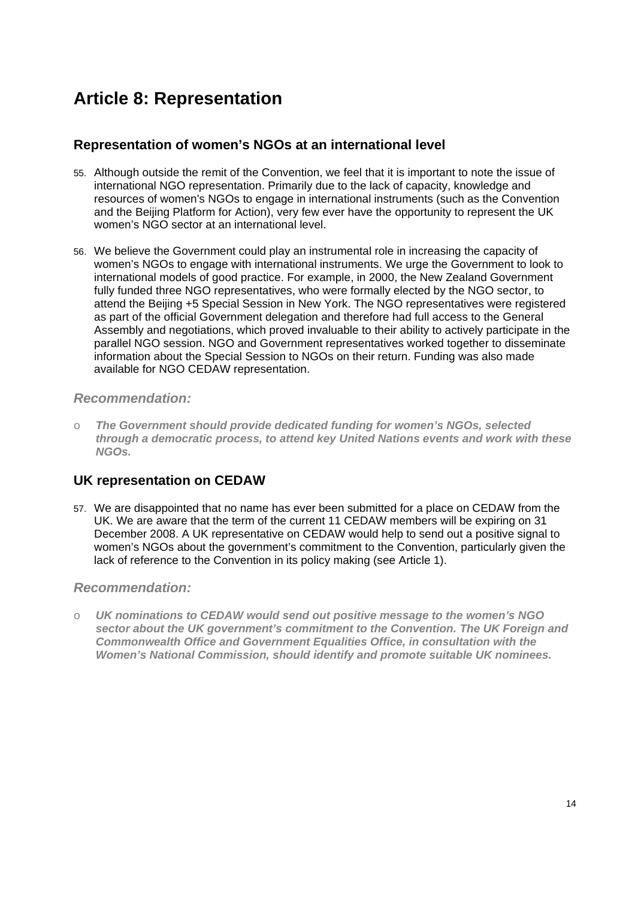# Article 8: Representation

## Representation of women's NGOs at an international level

55. Although outside the remit of the Convention, we feel that it is important to note the issue of international NGO representation. Primarily due to the lack of capacity, knowledge and resources of women's NGOs to engage in international instruments (such as the Convention and the Beijing Platform for Action), very few ever have the opportunity to represent the UK women's NGO sector at an international level.

56. We believe the Government could play an instrumental role in increasing the capacity of women's NGOs to engage with international instruments. We urge the Government to look to international models of good practice. For example, in 2000, the New Zealand Government fully funded three NGO representatives, who were formally elected by the NGO sector, to attend the Beijing +5 Special Session in New York. The NGO representatives were registered as part of the official Government delegation and therefore had full access to the General Assembly and negotiations, which proved invaluable to their ability to actively participate in the parallel NGO session. NGO and Government representatives worked together to disseminate information about the Special Session to NGOs on their return. Funding was also made available for NGO CEDAW representation.

### *Recommendation:*

- ***The Government should provide dedicated funding for women's NGOs, selected through a democratic process, to attend key United Nations events and work with these NGOs.***

## UK representation on CEDAW

57. We are disappointed that no name has ever been submitted for a place on CEDAW from the UK. We are aware that the term of the current 11 CEDAW members will be expiring on 31 December 2008. A UK representative on CEDAW would help to send out a positive signal to women's NGOs about the government's commitment to the Convention, particularly given the lack of reference to the Convention in its policy making (see Article 1).

### *Recommendation:*

- ***UK nominations to CEDAW would send out positive message to the women's NGO sector about the UK government's commitment to the Convention. The UK Foreign and Commonwealth Office and Government Equalities Office, in consultation with the Women's National Commission, should identify and promote suitable UK nominees.***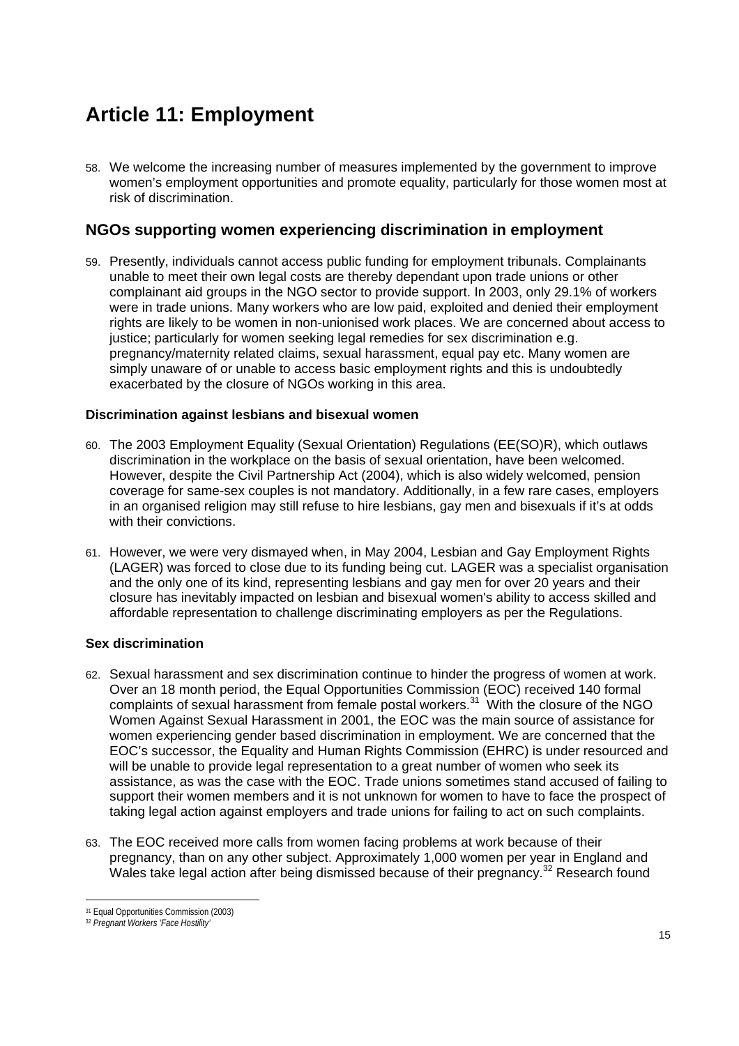# Article 11: Employment

58. We welcome the increasing number of measures implemented by the government to improve women's employment opportunities and promote equality, particularly for those women most at risk of discrimination.

## NGOs supporting women experiencing discrimination in employment

59. Presently, individuals cannot access public funding for employment tribunals. Complainants unable to meet their own legal costs are thereby dependant upon trade unions or other complainant aid groups in the NGO sector to provide support. In 2003, only 29.1% of workers were in trade unions. Many workers who are low paid, exploited and denied their employment rights are likely to be women in non-unionised work places. We are concerned about access to justice; particularly for women seeking legal remedies for sex discrimination e.g. pregnancy/maternity related claims, sexual harassment, equal pay etc. Many women are simply unaware of or unable to access basic employment rights and this is undoubtedly exacerbated by the closure of NGOs working in this area.

### Discrimination against lesbians and bisexual women

60. The 2003 Employment Equality (Sexual Orientation) Regulations (EE(SO)R), which outlaws discrimination in the workplace on the basis of sexual orientation, have been welcomed. However, despite the Civil Partnership Act (2004), which is also widely welcomed, pension coverage for same-sex couples is not mandatory. Additionally, in a few rare cases, employers in an organised religion may still refuse to hire lesbians, gay men and bisexuals if it's at odds with their convictions.

61. However, we were very dismayed when, in May 2004, Lesbian and Gay Employment Rights (LAGER) was forced to close due to its funding being cut. LAGER was a specialist organisation and the only one of its kind, representing lesbians and gay men for over 20 years and their closure has inevitably impacted on lesbian and bisexual women's ability to access skilled and affordable representation to challenge discriminating employers as per the Regulations.

### Sex discrimination

62. Sexual harassment and sex discrimination continue to hinder the progress of women at work. Over an 18 month period, the Equal Opportunities Commission (EOC) received 140 formal complaints of sexual harassment from female postal workers.[31] With the closure of the NGO Women Against Sexual Harassment in 2001, the EOC was the main source of assistance for women experiencing gender based discrimination in employment. We are concerned that the EOC's successor, the Equality and Human Rights Commission (EHRC) is under resourced and will be unable to provide legal representation to a great number of women who seek its assistance, as was the case with the EOC. Trade unions sometimes stand accused of failing to support their women members and it is not unknown for women to have to face the prospect of taking legal action against employers and trade unions for failing to act on such complaints.

63. The EOC received more calls from women facing problems at work because of their pregnancy, than on any other subject. Approximately 1,000 women per year in England and Wales take legal action after being dismissed because of their pregnancy.[32] Research found

[31] Equal Opportunities Commission (2003)

[32] *Pregnant Workers 'Face Hostility'*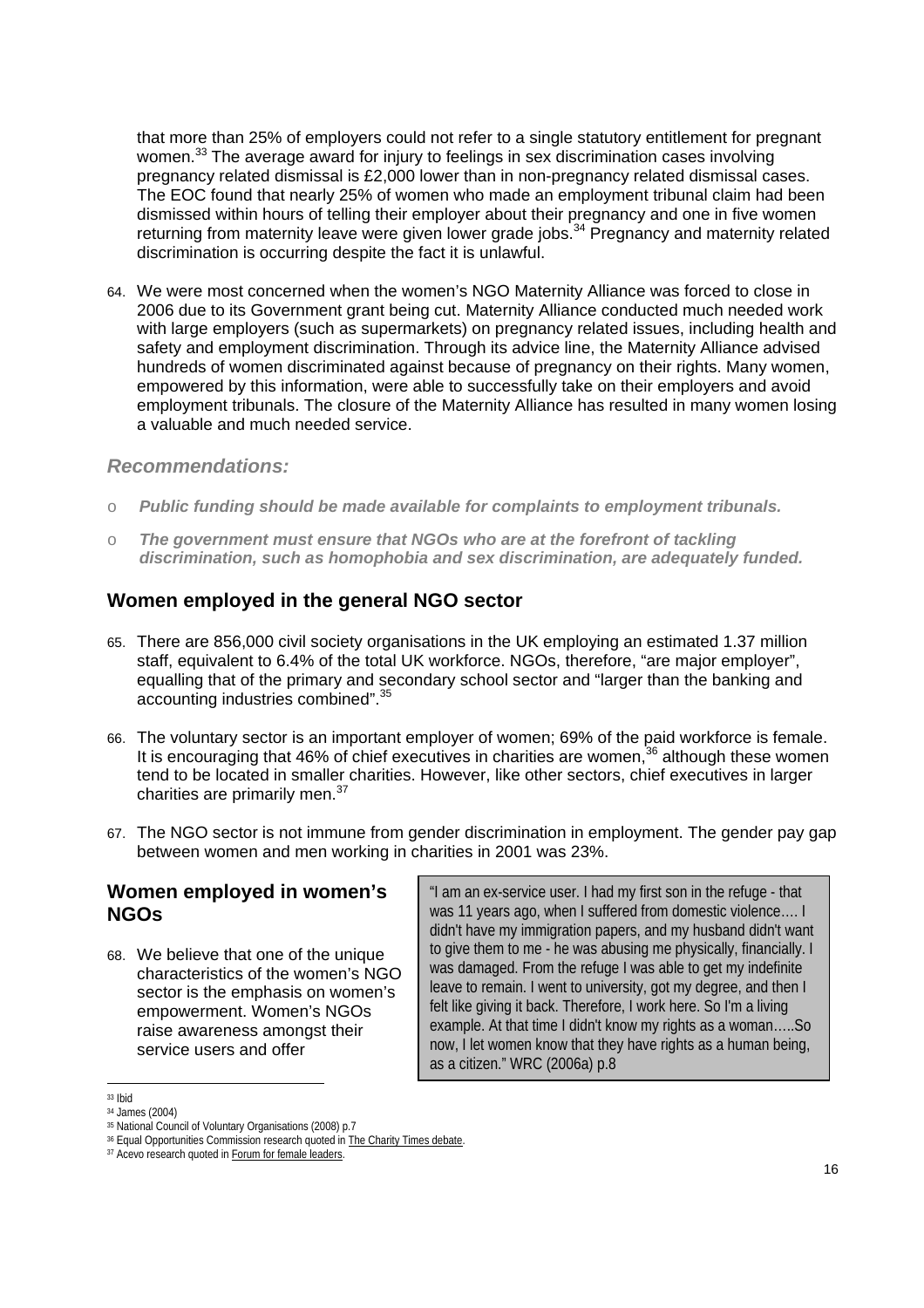that more than 25% of employers could not refer to a single statutory entitlement for pregnant women.[33] The average award for injury to feelings in sex discrimination cases involving pregnancy related dismissal is £2,000 lower than in non-pregnancy related dismissal cases. The EOC found that nearly 25% of women who made an employment tribunal claim had been dismissed within hours of telling their employer about their pregnancy and one in five women returning from maternity leave were given lower grade jobs.[34] Pregnancy and maternity related discrimination is occurring despite the fact it is unlawful.

64. We were most concerned when the women's NGO Maternity Alliance was forced to close in 2006 due to its Government grant being cut. Maternity Alliance conducted much needed work with large employers (such as supermarkets) on pregnancy related issues, including health and safety and employment discrimination. Through its advice line, the Maternity Alliance advised hundreds of women discriminated against because of pregnancy on their rights. Many women, empowered by this information, were able to successfully take on their employers and avoid employment tribunals. The closure of the Maternity Alliance has resulted in many women losing a valuable and much needed service.

### *Recommendations:*

- ***Public funding should be made available for complaints to employment tribunals.***
- ***The government must ensure that NGOs who are at the forefront of tackling discrimination, such as homophobia and sex discrimination, are adequately funded.***

## Women employed in the general NGO sector

65. There are 856,000 civil society organisations in the UK employing an estimated 1.37 million staff, equivalent to 6.4% of the total UK workforce. NGOs, therefore, "are major employer", equalling that of the primary and secondary school sector and "larger than the banking and accounting industries combined".[35]

66. The voluntary sector is an important employer of women; 69% of the paid workforce is female. It is encouraging that 46% of chief executives in charities are women,[36] although these women tend to be located in smaller charities. However, like other sectors, chief executives in larger charities are primarily men.[37]

67. The NGO sector is not immune from gender discrimination in employment. The gender pay gap between women and men working in charities in 2001 was 23%.

## Women employed in women's NGOs

> "I am an ex-service user. I had my first son in the refuge - that was 11 years ago, when I suffered from domestic violence…. I didn't have my immigration papers, and my husband didn't want to give them to me - he was abusing me physically, financially. I was damaged. From the refuge I was able to get my indefinite leave to remain. I went to university, got my degree, and then I felt like giving it back. Therefore, I work here. So I'm a living example. At that time I didn't know my rights as a woman…..So now, I let women know that they have rights as a human being, as a citizen." WRC (2006a) p.8

68. We believe that one of the unique characteristics of the women's NGO sector is the emphasis on women's empowerment. Women's NGOs raise awareness amongst their service users and offer

---

[33] Ibid
[34] James (2004)
[35] National Council of Voluntary Organisations (2008) p.7
[36] Equal Opportunities Commission research quoted in The Charity Times debate.
[37] Acevo research quoted in Forum for female leaders.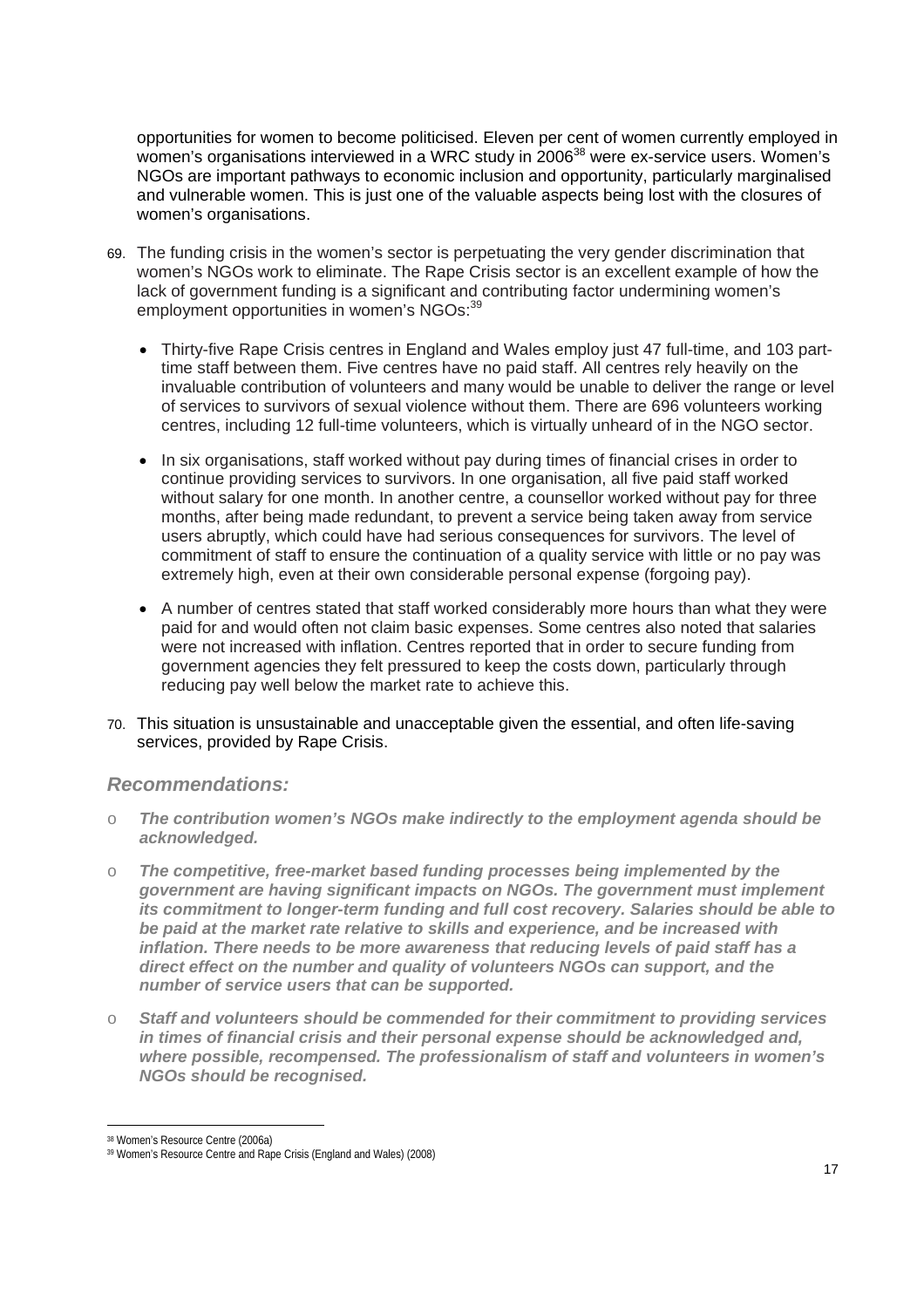opportunities for women to become politicised. Eleven per cent of women currently employed in women's organisations interviewed in a WRC study in 2006[38] were ex-service users. Women's NGOs are important pathways to economic inclusion and opportunity, particularly marginalised and vulnerable women. This is just one of the valuable aspects being lost with the closures of women's organisations.

69. The funding crisis in the women's sector is perpetuating the very gender discrimination that women's NGOs work to eliminate. The Rape Crisis sector is an excellent example of how the lack of government funding is a significant and contributing factor undermining women's employment opportunities in women's NGOs:[39]

   - Thirty-five Rape Crisis centres in England and Wales employ just 47 full-time, and 103 part-time staff between them. Five centres have no paid staff. All centres rely heavily on the invaluable contribution of volunteers and many would be unable to deliver the range or level of services to survivors of sexual violence without them. There are 696 volunteers working centres, including 12 full-time volunteers, which is virtually unheard of in the NGO sector.

   - In six organisations, staff worked without pay during times of financial crises in order to continue providing services to survivors. In one organisation, all five paid staff worked without salary for one month. In another centre, a counsellor worked without pay for three months, after being made redundant, to prevent a service being taken away from service users abruptly, which could have had serious consequences for survivors. The level of commitment of staff to ensure the continuation of a quality service with little or no pay was extremely high, even at their own considerable personal expense (forgoing pay).

   - A number of centres stated that staff worked considerably more hours than what they were paid for and would often not claim basic expenses. Some centres also noted that salaries were not increased with inflation. Centres reported that in order to secure funding from government agencies they felt pressured to keep the costs down, particularly through reducing pay well below the market rate to achieve this.

70. This situation is unsustainable and unacceptable given the essential, and often life-saving services, provided by Rape Crisis.

### *Recommendations:*

- ***The contribution women's NGOs make indirectly to the employment agenda should be acknowledged.***

- ***The competitive, free-market based funding processes being implemented by the government are having significant impacts on NGOs. The government must implement its commitment to longer-term funding and full cost recovery. Salaries should be able to be paid at the market rate relative to skills and experience, and be increased with inflation. There needs to be more awareness that reducing levels of paid staff has a direct effect on the number and quality of volunteers NGOs can support, and the number of service users that can be supported.***

- ***Staff and volunteers should be commended for their commitment to providing services in times of financial crisis and their personal expense should be acknowledged and, where possible, recompensed. The professionalism of staff and volunteers in women's NGOs should be recognised.***

---

[38] Women's Resource Centre (2006a)

[39] Women's Resource Centre and Rape Crisis (England and Wales) (2008)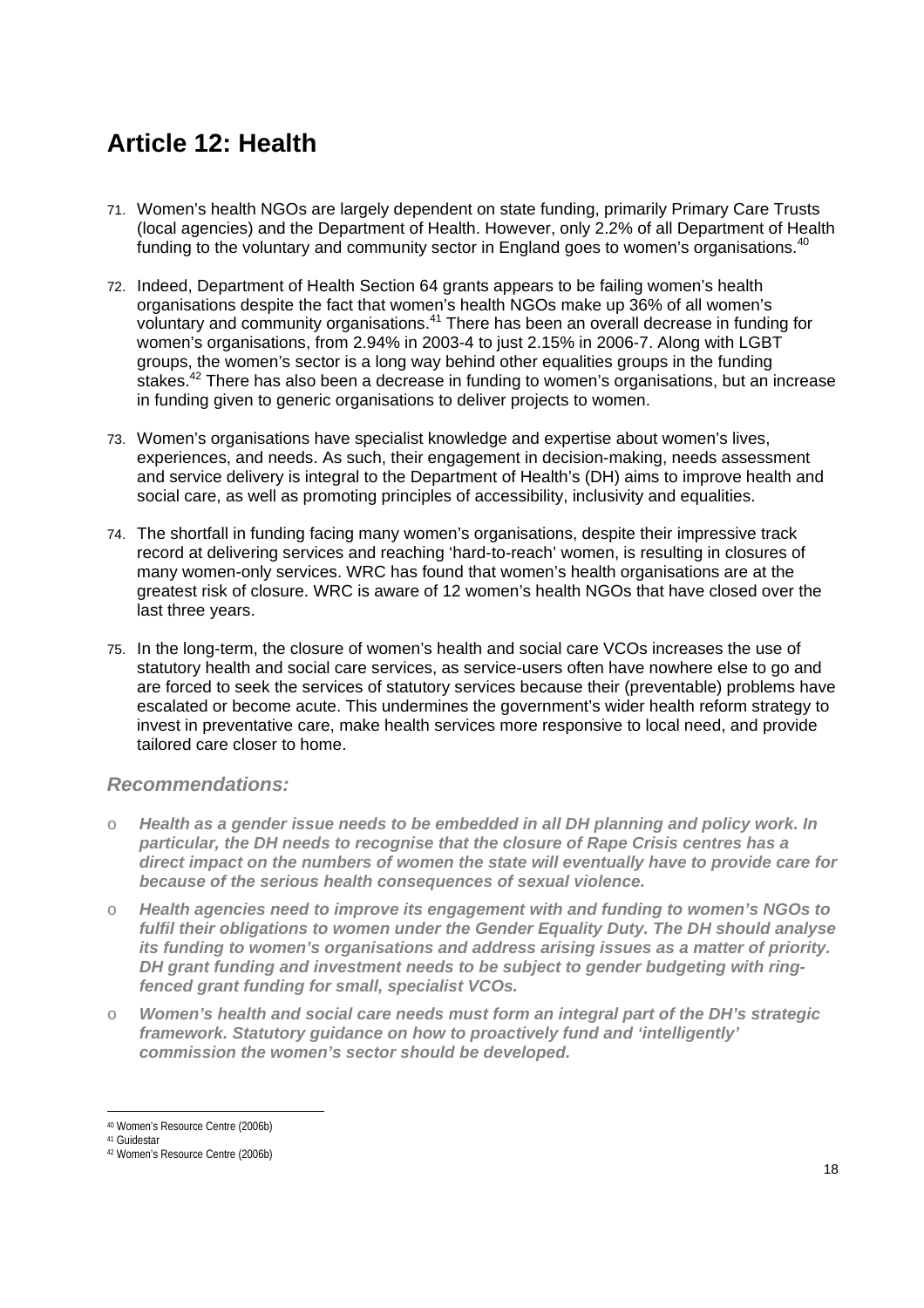## Article 12: Health

71. Women's health NGOs are largely dependent on state funding, primarily Primary Care Trusts (local agencies) and the Department of Health. However, only 2.2% of all Department of Health funding to the voluntary and community sector in England goes to women's organisations.[40]

72. Indeed, Department of Health Section 64 grants appears to be failing women's health organisations despite the fact that women's health NGOs make up 36% of all women's voluntary and community organisations.[41] There has been an overall decrease in funding for women's organisations, from 2.94% in 2003-4 to just 2.15% in 2006-7. Along with LGBT groups, the women's sector is a long way behind other equalities groups in the funding stakes.[42] There has also been a decrease in funding to women's organisations, but an increase in funding given to generic organisations to deliver projects to women.

73. Women's organisations have specialist knowledge and expertise about women's lives, experiences, and needs. As such, their engagement in decision-making, needs assessment and service delivery is integral to the Department of Health's (DH) aims to improve health and social care, as well as promoting principles of accessibility, inclusivity and equalities.

74. The shortfall in funding facing many women's organisations, despite their impressive track record at delivering services and reaching 'hard-to-reach' women, is resulting in closures of many women-only services. WRC has found that women's health organisations are at the greatest risk of closure. WRC is aware of 12 women's health NGOs that have closed over the last three years.

75. In the long-term, the closure of women's health and social care VCOs increases the use of statutory health and social care services, as service-users often have nowhere else to go and are forced to seek the services of statutory services because their (preventable) problems have escalated or become acute. This undermines the government's wider health reform strategy to invest in preventative care, make health services more responsive to local need, and provide tailored care closer to home.

### *Recommendations:*

- ***Health as a gender issue needs to be embedded in all DH planning and policy work. In particular, the DH needs to recognise that the closure of Rape Crisis centres has a direct impact on the numbers of women the state will eventually have to provide care for because of the serious health consequences of sexual violence.***
- ***Health agencies need to improve its engagement with and funding to women's NGOs to fulfil their obligations to women under the Gender Equality Duty. The DH should analyse its funding to women's organisations and address arising issues as a matter of priority. DH grant funding and investment needs to be subject to gender budgeting with ring-fenced grant funding for small, specialist VCOs.***
- ***Women's health and social care needs must form an integral part of the DH's strategic framework. Statutory guidance on how to proactively fund and 'intelligently' commission the women's sector should be developed.***

---

[40] Women's Resource Centre (2006b)
[41] Guidestar
[42] Women's Resource Centre (2006b)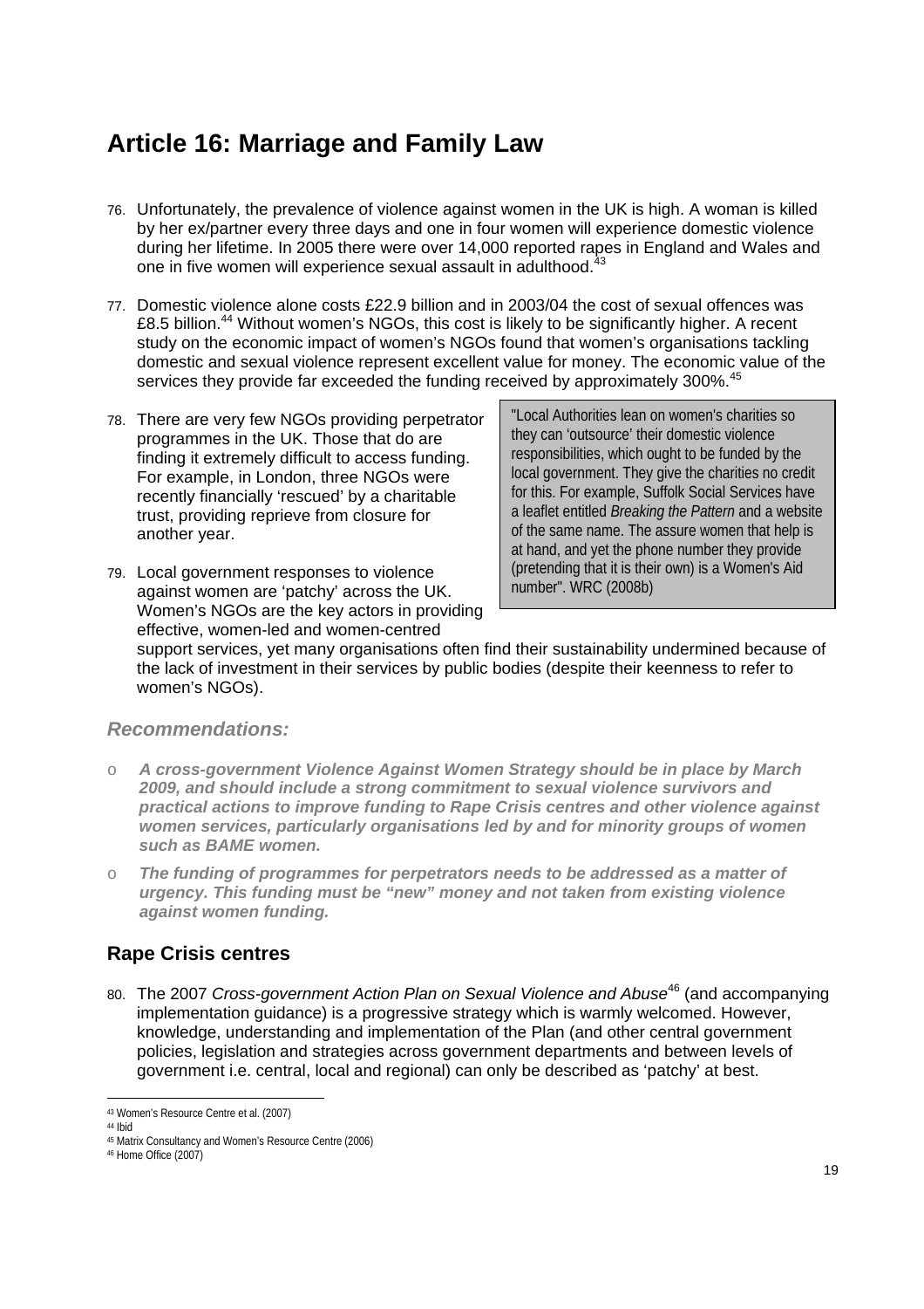# Article 16: Marriage and Family Law

76. Unfortunately, the prevalence of violence against women in the UK is high. A woman is killed by her ex/partner every three days and one in four women will experience domestic violence during her lifetime. In 2005 there were over 14,000 reported rapes in England and Wales and one in five women will experience sexual assault in adulthood.[43]

77. Domestic violence alone costs £22.9 billion and in 2003/04 the cost of sexual offences was £8.5 billion.[44] Without women's NGOs, this cost is likely to be significantly higher. A recent study on the economic impact of women's NGOs found that women's organisations tackling domestic and sexual violence represent excellent value for money. The economic value of the services they provide far exceeded the funding received by approximately 300%.[45]

78. There are very few NGOs providing perpetrator programmes in the UK. Those that do are finding it extremely difficult to access funding. For example, in London, three NGOs were recently financially 'rescued' by a charitable trust, providing reprieve from closure for another year.

79. Local government responses to violence against women are 'patchy' across the UK. Women's NGOs are the key actors in providing effective, women-led and women-centred support services, yet many organisations often find their sustainability undermined because of the lack of investment in their services by public bodies (despite their keenness to refer to women's NGOs).

> "Local Authorities lean on women's charities so they can 'outsource' their domestic violence responsibilities, which ought to be funded by the local government. They give the charities no credit for this. For example, Suffolk Social Services have a leaflet entitled *Breaking the Pattern* and a website of the same name. The assure women that help is at hand, and yet the phone number they provide (pretending that it is their own) is a Women's Aid number". WRC (2008b)

### *Recommendations:*

- ***A cross-government Violence Against Women Strategy should be in place by March 2009, and should include a strong commitment to sexual violence survivors and practical actions to improve funding to Rape Crisis centres and other violence against women services, particularly organisations led by and for minority groups of women such as BAME women.***
- ***The funding of programmes for perpetrators needs to be addressed as a matter of urgency. This funding must be "new" money and not taken from existing violence against women funding.***

## Rape Crisis centres

80. The 2007 *Cross-government Action Plan on Sexual Violence and Abuse*[46] (and accompanying implementation guidance) is a progressive strategy which is warmly welcomed. However, knowledge, understanding and implementation of the Plan (and other central government policies, legislation and strategies across government departments and between levels of government i.e. central, local and regional) can only be described as 'patchy' at best.

---

[43] Women's Resource Centre et al. (2007)
[44] Ibid
[45] Matrix Consultancy and Women's Resource Centre (2006)
[46] Home Office (2007)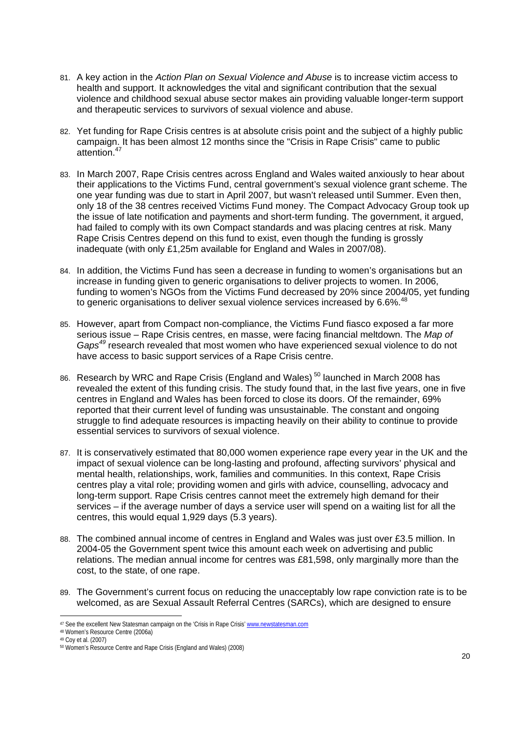81. A key action in the *Action Plan on Sexual Violence and Abuse* is to increase victim access to health and support. It acknowledges the vital and significant contribution that the sexual violence and childhood sexual abuse sector makes ain providing valuable longer-term support and therapeutic services to survivors of sexual violence and abuse.

82. Yet funding for Rape Crisis centres is at absolute crisis point and the subject of a highly public campaign. It has been almost 12 months since the "Crisis in Rape Crisis" came to public attention.[47]

83. In March 2007, Rape Crisis centres across England and Wales waited anxiously to hear about their applications to the Victims Fund, central government's sexual violence grant scheme. The one year funding was due to start in April 2007, but wasn't released until Summer. Even then, only 18 of the 38 centres received Victims Fund money. The Compact Advocacy Group took up the issue of late notification and payments and short-term funding. The government, it argued, had failed to comply with its own Compact standards and was placing centres at risk. Many Rape Crisis Centres depend on this fund to exist, even though the funding is grossly inadequate (with only £1,25m available for England and Wales in 2007/08).

84. In addition, the Victims Fund has seen a decrease in funding to women's organisations but an increase in funding given to generic organisations to deliver projects to women. In 2006, funding to women's NGOs from the Victims Fund decreased by 20% since 2004/05, yet funding to generic organisations to deliver sexual violence services increased by 6.6%.[48]

85. However, apart from Compact non-compliance, the Victims Fund fiasco exposed a far more serious issue – Rape Crisis centres, en masse, were facing financial meltdown. The *Map of Gaps*[49] research revealed that most women who have experienced sexual violence to do not have access to basic support services of a Rape Crisis centre.

86. Research by WRC and Rape Crisis (England and Wales)[50] launched in March 2008 has revealed the extent of this funding crisis. The study found that, in the last five years, one in five centres in England and Wales has been forced to close its doors. Of the remainder, 69% reported that their current level of funding was unsustainable. The constant and ongoing struggle to find adequate resources is impacting heavily on their ability to continue to provide essential services to survivors of sexual violence.

87. It is conservatively estimated that 80,000 women experience rape every year in the UK and the impact of sexual violence can be long-lasting and profound, affecting survivors' physical and mental health, relationships, work, families and communities. In this context, Rape Crisis centres play a vital role; providing women and girls with advice, counselling, advocacy and long-term support. Rape Crisis centres cannot meet the extremely high demand for their services – if the average number of days a service user will spend on a waiting list for all the centres, this would equal 1,929 days (5.3 years).

88. The combined annual income of centres in England and Wales was just over £3.5 million. In 2004-05 the Government spent twice this amount each week on advertising and public relations. The median annual income for centres was £81,598, only marginally more than the cost, to the state, of one rape.

89. The Government's current focus on reducing the unacceptably low rape conviction rate is to be welcomed, as are Sexual Assault Referral Centres (SARCs), which are designed to ensure

---

[47] See the excellent New Statesman campaign on the 'Crisis in Rape Crisis' www.newstatesman.com

[48] Women's Resource Centre (2006a)

[49] Coy et al. (2007)

[50] Women's Resource Centre and Rape Crisis (England and Wales) (2008)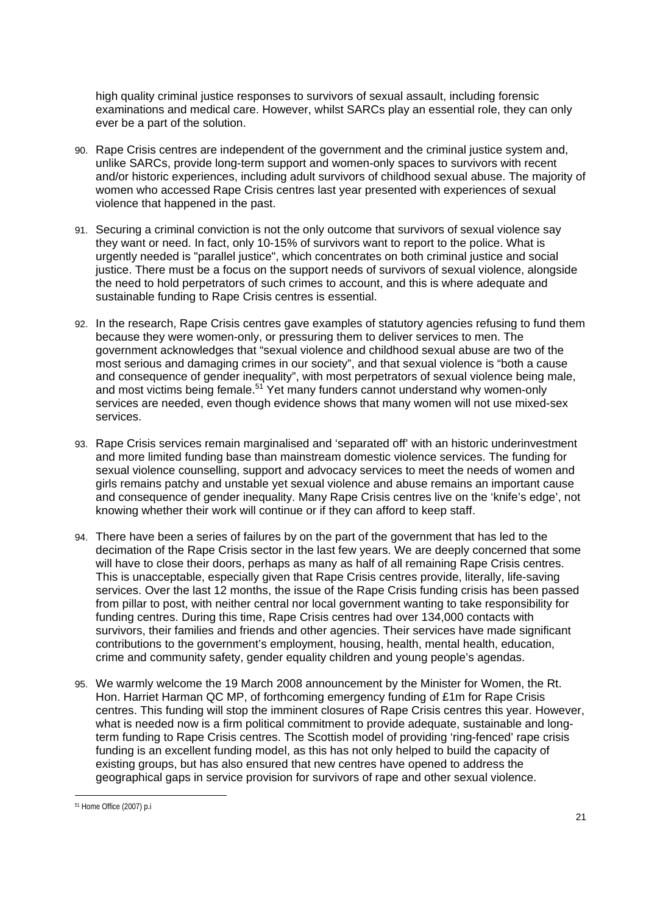high quality criminal justice responses to survivors of sexual assault, including forensic examinations and medical care. However, whilst SARCs play an essential role, they can only ever be a part of the solution.

90. Rape Crisis centres are independent of the government and the criminal justice system and, unlike SARCs, provide long-term support and women-only spaces to survivors with recent and/or historic experiences, including adult survivors of childhood sexual abuse. The majority of women who accessed Rape Crisis centres last year presented with experiences of sexual violence that happened in the past.

91. Securing a criminal conviction is not the only outcome that survivors of sexual violence say they want or need. In fact, only 10-15% of survivors want to report to the police. What is urgently needed is "parallel justice", which concentrates on both criminal justice and social justice. There must be a focus on the support needs of survivors of sexual violence, alongside the need to hold perpetrators of such crimes to account, and this is where adequate and sustainable funding to Rape Crisis centres is essential.

92. In the research, Rape Crisis centres gave examples of statutory agencies refusing to fund them because they were women-only, or pressuring them to deliver services to men. The government acknowledges that "sexual violence and childhood sexual abuse are two of the most serious and damaging crimes in our society", and that sexual violence is "both a cause and consequence of gender inequality", with most perpetrators of sexual violence being male, and most victims being female.[51] Yet many funders cannot understand why women-only services are needed, even though evidence shows that many women will not use mixed-sex services.

93. Rape Crisis services remain marginalised and 'separated off' with an historic underinvestment and more limited funding base than mainstream domestic violence services. The funding for sexual violence counselling, support and advocacy services to meet the needs of women and girls remains patchy and unstable yet sexual violence and abuse remains an important cause and consequence of gender inequality. Many Rape Crisis centres live on the 'knife's edge', not knowing whether their work will continue or if they can afford to keep staff.

94. There have been a series of failures by on the part of the government that has led to the decimation of the Rape Crisis sector in the last few years. We are deeply concerned that some will have to close their doors, perhaps as many as half of all remaining Rape Crisis centres. This is unacceptable, especially given that Rape Crisis centres provide, literally, life-saving services. Over the last 12 months, the issue of the Rape Crisis funding crisis has been passed from pillar to post, with neither central nor local government wanting to take responsibility for funding centres. During this time, Rape Crisis centres had over 134,000 contacts with survivors, their families and friends and other agencies. Their services have made significant contributions to the government's employment, housing, health, mental health, education, crime and community safety, gender equality children and young people's agendas.

95. We warmly welcome the 19 March 2008 announcement by the Minister for Women, the Rt. Hon. Harriet Harman QC MP, of forthcoming emergency funding of £1m for Rape Crisis centres. This funding will stop the imminent closures of Rape Crisis centres this year. However, what is needed now is a firm political commitment to provide adequate, sustainable and long-term funding to Rape Crisis centres. The Scottish model of providing 'ring-fenced' rape crisis funding is an excellent funding model, as this has not only helped to build the capacity of existing groups, but has also ensured that new centres have opened to address the geographical gaps in service provision for survivors of rape and other sexual violence.

[51] Home Office (2007) p.i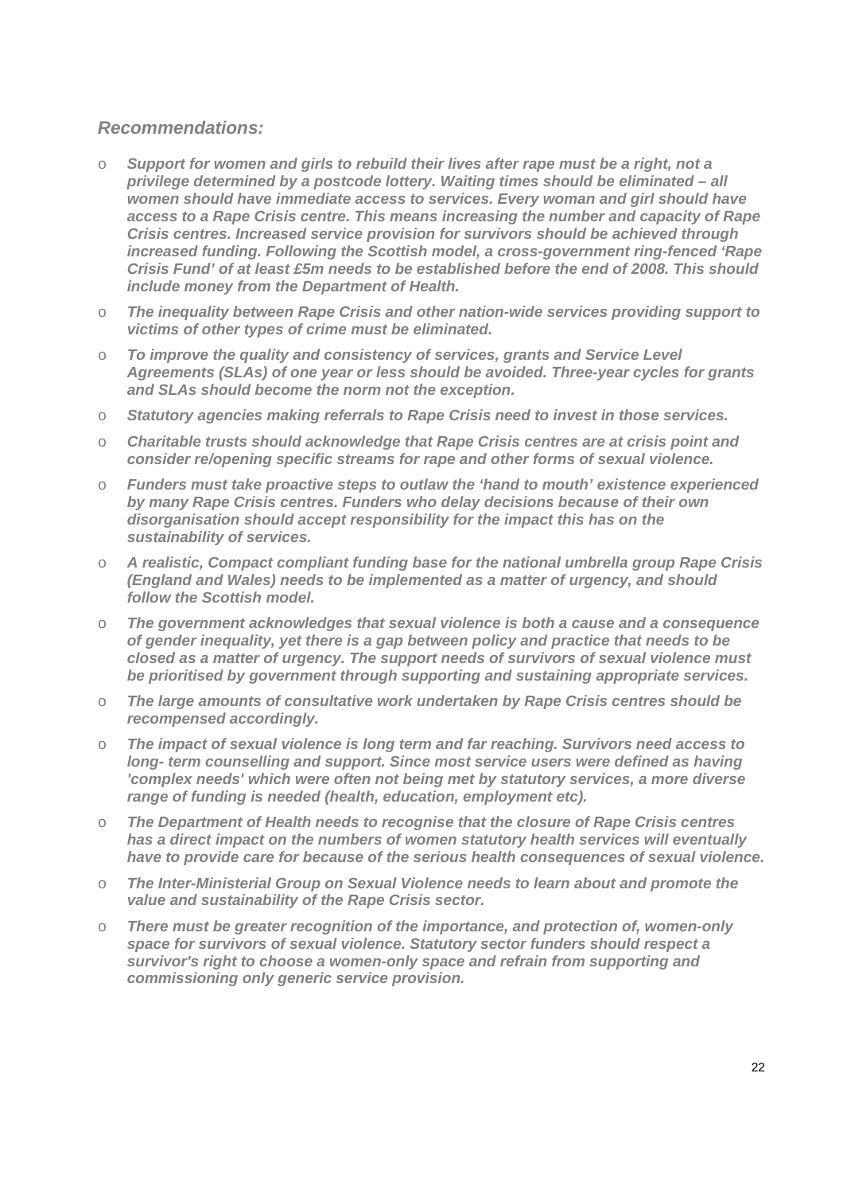### *Recommendations:*

- ***Support for women and girls to rebuild their lives after rape must be a right, not a privilege determined by a postcode lottery. Waiting times should be eliminated – all women should have immediate access to services. Every woman and girl should have access to a Rape Crisis centre. This means increasing the number and capacity of Rape Crisis centres. Increased service provision for survivors should be achieved through increased funding. Following the Scottish model, a cross-government ring-fenced 'Rape Crisis Fund' of at least £5m needs to be established before the end of 2008. This should include money from the Department of Health.***
- ***The inequality between Rape Crisis and other nation-wide services providing support to victims of other types of crime must be eliminated.***
- ***To improve the quality and consistency of services, grants and Service Level Agreements (SLAs) of one year or less should be avoided. Three-year cycles for grants and SLAs should become the norm not the exception.***
- ***Statutory agencies making referrals to Rape Crisis need to invest in those services.***
- ***Charitable trusts should acknowledge that Rape Crisis centres are at crisis point and consider re/opening specific streams for rape and other forms of sexual violence.***
- ***Funders must take proactive steps to outlaw the 'hand to mouth' existence experienced by many Rape Crisis centres. Funders who delay decisions because of their own disorganisation should accept responsibility for the impact this has on the sustainability of services.***
- ***A realistic, Compact compliant funding base for the national umbrella group Rape Crisis (England and Wales) needs to be implemented as a matter of urgency, and should follow the Scottish model.***
- ***The government acknowledges that sexual violence is both a cause and a consequence of gender inequality, yet there is a gap between policy and practice that needs to be closed as a matter of urgency. The support needs of survivors of sexual violence must be prioritised by government through supporting and sustaining appropriate services.***
- ***The large amounts of consultative work undertaken by Rape Crisis centres should be recompensed accordingly.***
- ***The impact of sexual violence is long term and far reaching. Survivors need access to long- term counselling and support. Since most service users were defined as having 'complex needs' which were often not being met by statutory services, a more diverse range of funding is needed (health, education, employment etc).***
- ***The Department of Health needs to recognise that the closure of Rape Crisis centres has a direct impact on the numbers of women statutory health services will eventually have to provide care for because of the serious health consequences of sexual violence.***
- ***The Inter-Ministerial Group on Sexual Violence needs to learn about and promote the value and sustainability of the Rape Crisis sector.***
- ***There must be greater recognition of the importance, and protection of, women-only space for survivors of sexual violence. Statutory sector funders should respect a survivor's right to choose a women-only space and refrain from supporting and commissioning only generic service provision.***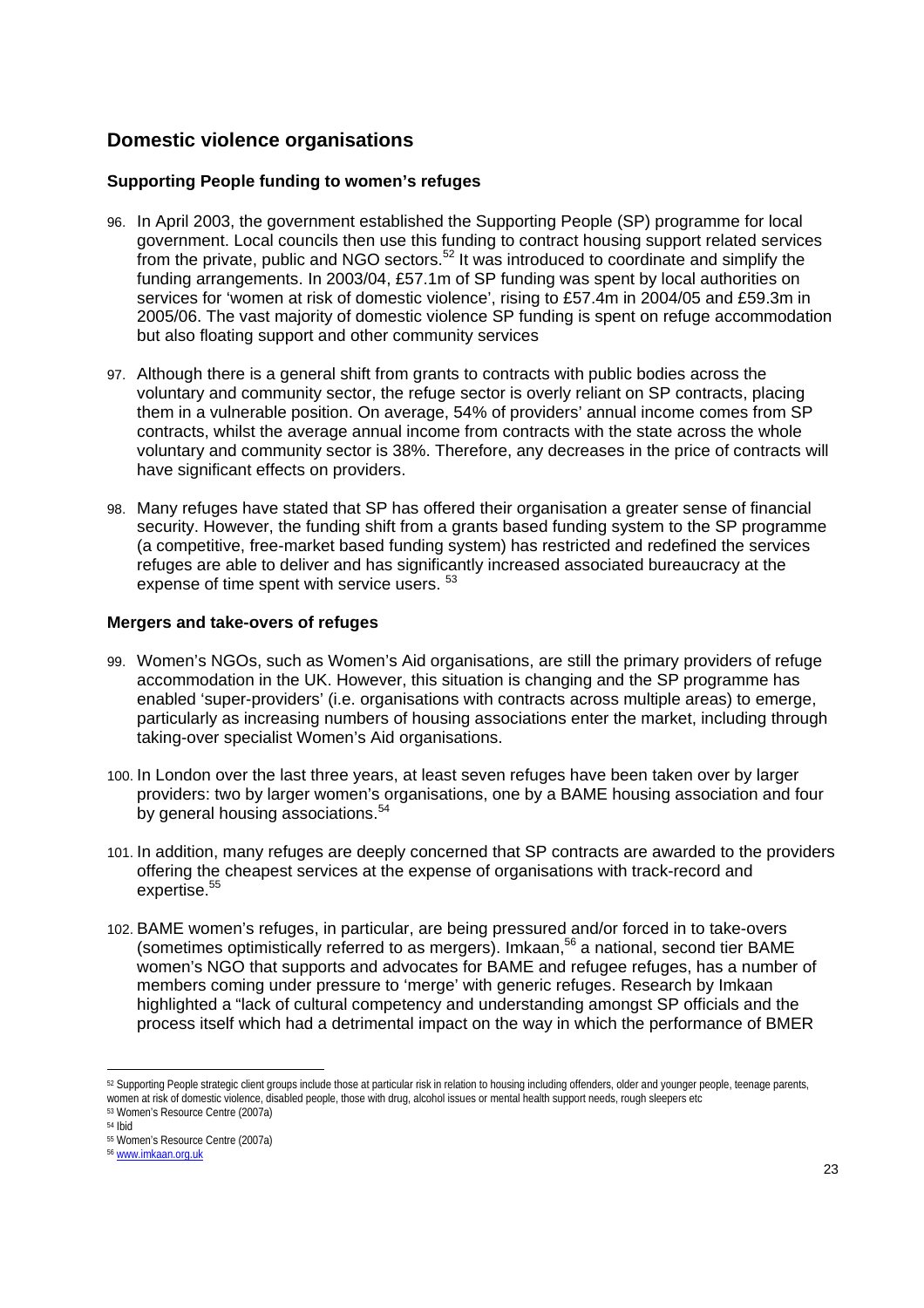## Domestic violence organisations

### Supporting People funding to women's refuges

96. In April 2003, the government established the Supporting People (SP) programme for local government. Local councils then use this funding to contract housing support related services from the private, public and NGO sectors.[52] It was introduced to coordinate and simplify the funding arrangements. In 2003/04, £57.1m of SP funding was spent by local authorities on services for 'women at risk of domestic violence', rising to £57.4m in 2004/05 and £59.3m in 2005/06. The vast majority of domestic violence SP funding is spent on refuge accommodation but also floating support and other community services

97. Although there is a general shift from grants to contracts with public bodies across the voluntary and community sector, the refuge sector is overly reliant on SP contracts, placing them in a vulnerable position. On average, 54% of providers' annual income comes from SP contracts, whilst the average annual income from contracts with the state across the whole voluntary and community sector is 38%. Therefore, any decreases in the price of contracts will have significant effects on providers.

98. Many refuges have stated that SP has offered their organisation a greater sense of financial security. However, the funding shift from a grants based funding system to the SP programme (a competitive, free-market based funding system) has restricted and redefined the services refuges are able to deliver and has significantly increased associated bureaucracy at the expense of time spent with service users. [53]

### Mergers and take-overs of refuges

99. Women's NGOs, such as Women's Aid organisations, are still the primary providers of refuge accommodation in the UK. However, this situation is changing and the SP programme has enabled 'super-providers' (i.e. organisations with contracts across multiple areas) to emerge, particularly as increasing numbers of housing associations enter the market, including through taking-over specialist Women's Aid organisations.

100. In London over the last three years, at least seven refuges have been taken over by larger providers: two by larger women's organisations, one by a BAME housing association and four by general housing associations.[54]

101. In addition, many refuges are deeply concerned that SP contracts are awarded to the providers offering the cheapest services at the expense of organisations with track-record and expertise.[55]

102. BAME women's refuges, in particular, are being pressured and/or forced in to take-overs (sometimes optimistically referred to as mergers). Imkaan,[56] a national, second tier BAME women's NGO that supports and advocates for BAME and refugee refuges, has a number of members coming under pressure to 'merge' with generic refuges. Research by Imkaan highlighted a "lack of cultural competency and understanding amongst SP officials and the process itself which had a detrimental impact on the way in which the performance of BMER

---

[52] Supporting People strategic client groups include those at particular risk in relation to housing including offenders, older and younger people, teenage parents, women at risk of domestic violence, disabled people, those with drug, alcohol issues or mental health support needs, rough sleepers etc

[53] Women's Resource Centre (2007a)

[54] Ibid

[55] Women's Resource Centre (2007a)

[56] www.imkaan.org.uk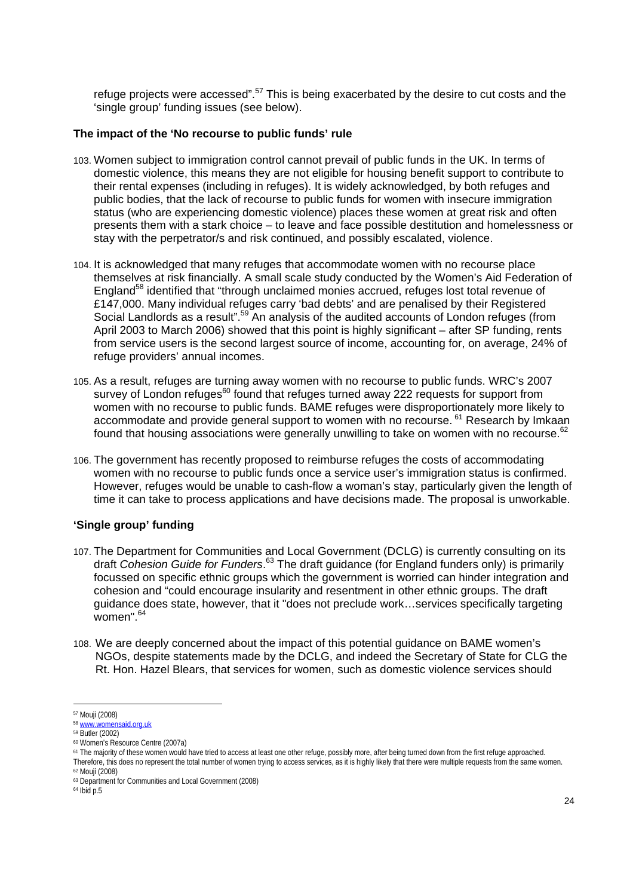refuge projects were accessed".[57] This is being exacerbated by the desire to cut costs and the 'single group' funding issues (see below).

**The impact of the 'No recourse to public funds' rule**

103. Women subject to immigration control cannot prevail of public funds in the UK. In terms of domestic violence, this means they are not eligible for housing benefit support to contribute to their rental expenses (including in refuges). It is widely acknowledged, by both refuges and public bodies, that the lack of recourse to public funds for women with insecure immigration status (who are experiencing domestic violence) places these women at great risk and often presents them with a stark choice – to leave and face possible destitution and homelessness or stay with the perpetrator/s and risk continued, and possibly escalated, violence.

104. It is acknowledged that many refuges that accommodate women with no recourse place themselves at risk financially. A small scale study conducted by the Women's Aid Federation of England[58] identified that "through unclaimed monies accrued, refuges lost total revenue of £147,000. Many individual refuges carry 'bad debts' and are penalised by their Registered Social Landlords as a result".[59] An analysis of the audited accounts of London refuges (from April 2003 to March 2006) showed that this point is highly significant – after SP funding, rents from service users is the second largest source of income, accounting for, on average, 24% of refuge providers' annual incomes.

105. As a result, refuges are turning away women with no recourse to public funds. WRC's 2007 survey of London refuges[60] found that refuges turned away 222 requests for support from women with no recourse to public funds. BAME refuges were disproportionately more likely to accommodate and provide general support to women with no recourse. [61] Research by Imkaan found that housing associations were generally unwilling to take on women with no recourse.[62]

106. The government has recently proposed to reimburse refuges the costs of accommodating women with no recourse to public funds once a service user's immigration status is confirmed. However, refuges would be unable to cash-flow a woman's stay, particularly given the length of time it can take to process applications and have decisions made. The proposal is unworkable.

**'Single group' funding**

107. The Department for Communities and Local Government (DCLG) is currently consulting on its draft *Cohesion Guide for Funders*.[63] The draft guidance (for England funders only) is primarily focussed on specific ethnic groups which the government is worried can hinder integration and cohesion and "could encourage insularity and resentment in other ethnic groups. The draft guidance does state, however, that it "does not preclude work…services specifically targeting women".[64]

108. We are deeply concerned about the impact of this potential guidance on BAME women's NGOs, despite statements made by the DCLG, and indeed the Secretary of State for CLG the Rt. Hon. Hazel Blears, that services for women, such as domestic violence services should

---

[57] Mouji (2008)
[58] www.womensaid.org.uk
[59] Butler (2002)
[60] Women's Resource Centre (2007a)
[61] The majority of these women would have tried to access at least one other refuge, possibly more, after being turned down from the first refuge approached. Therefore, this does no represent the total number of women trying to access services, as it is highly likely that there were multiple requests from the same women.
[62] Mouji (2008)
[63] Department for Communities and Local Government (2008)
[64] Ibid p.5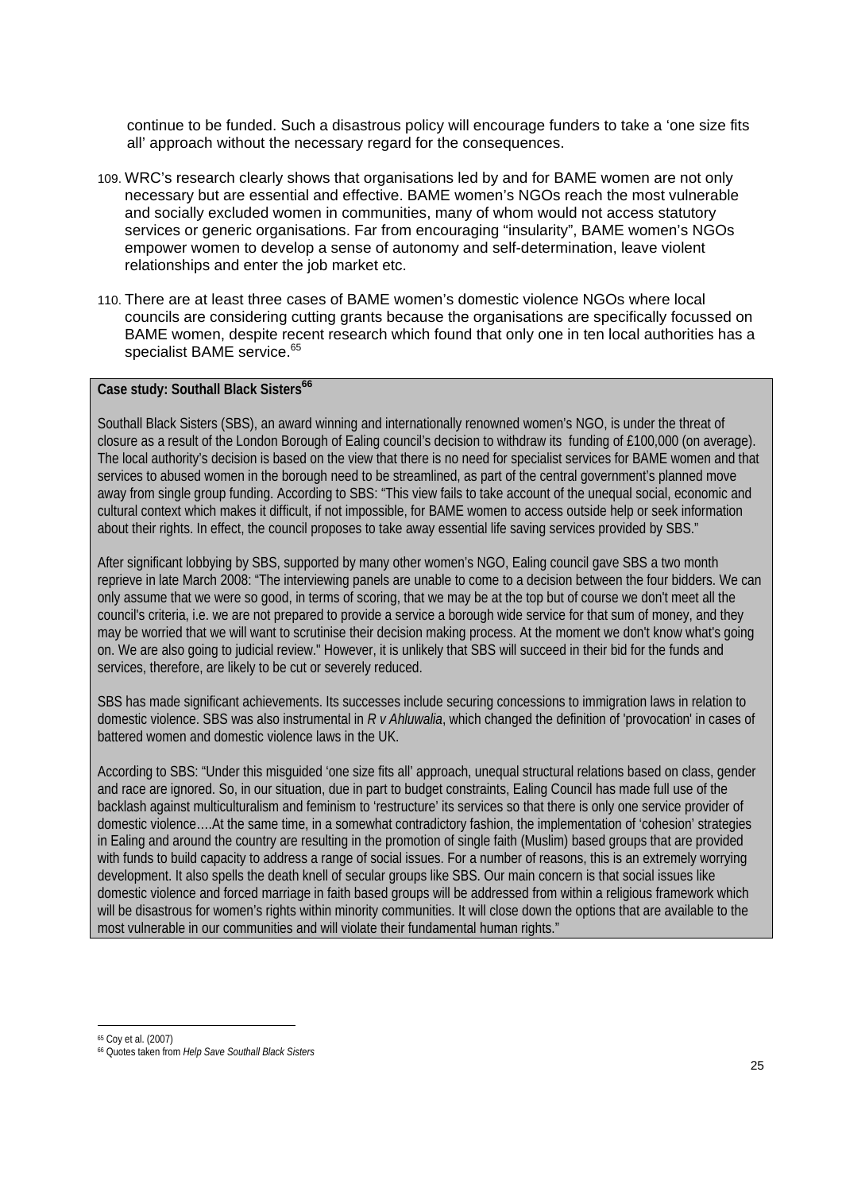continue to be funded. Such a disastrous policy will encourage funders to take a 'one size fits all' approach without the necessary regard for the consequences.

109. WRC's research clearly shows that organisations led by and for BAME women are not only necessary but are essential and effective. BAME women's NGOs reach the most vulnerable and socially excluded women in communities, many of whom would not access statutory services or generic organisations. Far from encouraging "insularity", BAME women's NGOs empower women to develop a sense of autonomy and self-determination, leave violent relationships and enter the job market etc.

110. There are at least three cases of BAME women's domestic violence NGOs where local councils are considering cutting grants because the organisations are specifically focussed on BAME women, despite recent research which found that only one in ten local authorities has a specialist BAME service.[65]

**Case study: Southall Black Sisters[66]**

Southall Black Sisters (SBS), an award winning and internationally renowned women's NGO, is under the threat of closure as a result of the London Borough of Ealing council's decision to withdraw its funding of £100,000 (on average). The local authority's decision is based on the view that there is no need for specialist services for BAME women and that services to abused women in the borough need to be streamlined, as part of the central government's planned move away from single group funding. According to SBS: "This view fails to take account of the unequal social, economic and cultural context which makes it difficult, if not impossible, for BAME women to access outside help or seek information about their rights. In effect, the council proposes to take away essential life saving services provided by SBS."

After significant lobbying by SBS, supported by many other women's NGO, Ealing council gave SBS a two month reprieve in late March 2008: "The interviewing panels are unable to come to a decision between the four bidders. We can only assume that we were so good, in terms of scoring, that we may be at the top but of course we don't meet all the council's criteria, i.e. we are not prepared to provide a service a borough wide service for that sum of money, and they may be worried that we will want to scrutinise their decision making process. At the moment we don't know what's going on. We are also going to judicial review." However, it is unlikely that SBS will succeed in their bid for the funds and services, therefore, are likely to be cut or severely reduced.

SBS has made significant achievements. Its successes include securing concessions to immigration laws in relation to domestic violence. SBS was also instrumental in *R v Ahluwalia*, which changed the definition of 'provocation' in cases of battered women and domestic violence laws in the UK.

According to SBS: "Under this misguided 'one size fits all' approach, unequal structural relations based on class, gender and race are ignored. So, in our situation, due in part to budget constraints, Ealing Council has made full use of the backlash against multiculturalism and feminism to 'restructure' its services so that there is only one service provider of domestic violence….At the same time, in a somewhat contradictory fashion, the implementation of 'cohesion' strategies in Ealing and around the country are resulting in the promotion of single faith (Muslim) based groups that are provided with funds to build capacity to address a range of social issues. For a number of reasons, this is an extremely worrying development. It also spells the death knell of secular groups like SBS. Our main concern is that social issues like domestic violence and forced marriage in faith based groups will be addressed from within a religious framework which will be disastrous for women's rights within minority communities. It will close down the options that are available to the most vulnerable in our communities and will violate their fundamental human rights."

[65] Coy et al. (2007)

[66] Quotes taken from *Help Save Southall Black Sisters*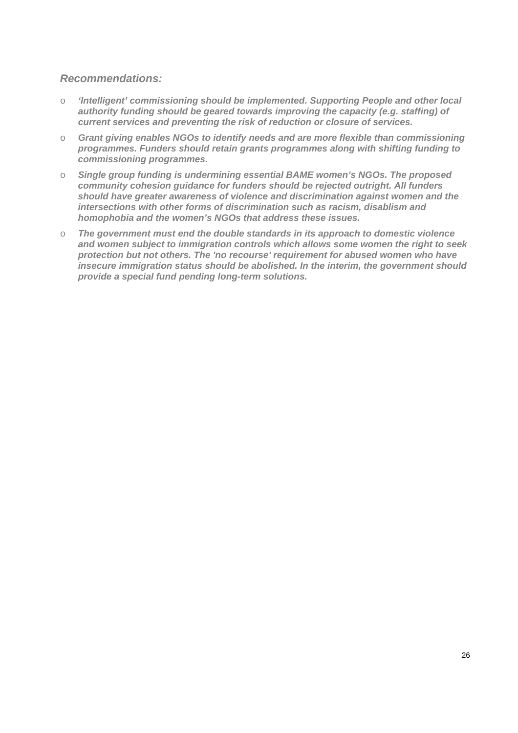*Recommendations:*

- ***'Intelligent' commissioning should be implemented. Supporting People and other local authority funding should be geared towards improving the capacity (e.g. staffing) of current services and preventing the risk of reduction or closure of services.***
- ***Grant giving enables NGOs to identify needs and are more flexible than commissioning programmes. Funders should retain grants programmes along with shifting funding to commissioning programmes.***
- ***Single group funding is undermining essential BAME women's NGOs. The proposed community cohesion guidance for funders should be rejected outright. All funders should have greater awareness of violence and discrimination against women and the intersections with other forms of discrimination such as racism, disablism and homophobia and the women's NGOs that address these issues.***
- ***The government must end the double standards in its approach to domestic violence and women subject to immigration controls which allows some women the right to seek protection but not others. The 'no recourse' requirement for abused women who have insecure immigration status should be abolished. In the interim, the government should provide a special fund pending long-term solutions.***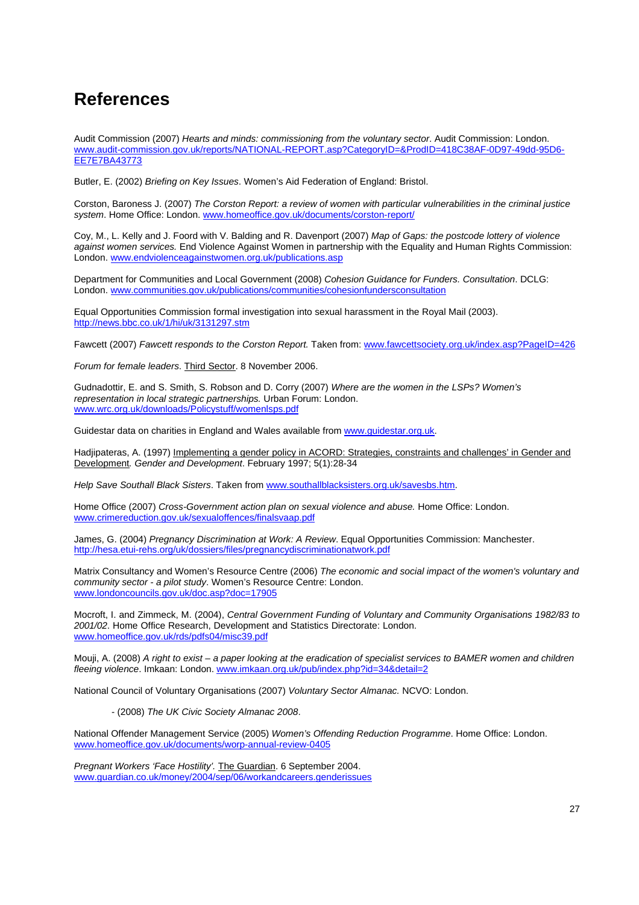# References

Audit Commission (2007) *Hearts and minds: commissioning from the voluntary sector*. Audit Commission: London. www.audit-commission.gov.uk/reports/NATIONAL-REPORT.asp?CategoryID=&ProdID=418C38AF-0D97-49dd-95D6-EE7E7BA43773

Butler, E. (2002) *Briefing on Key Issues*. Women's Aid Federation of England: Bristol.

Corston, Baroness J. (2007) *The Corston Report: a review of women with particular vulnerabilities in the criminal justice system*. Home Office: London. www.homeoffice.gov.uk/documents/corston-report/

Coy, M., L. Kelly and J. Foord with V. Balding and R. Davenport (2007) *Map of Gaps: the postcode lottery of violence against women services.* End Violence Against Women in partnership with the Equality and Human Rights Commission: London. www.endviolenceagainstwomen.org.uk/publications.asp

Department for Communities and Local Government (2008) *Cohesion Guidance for Funders. Consultation*. DCLG: London. www.communities.gov.uk/publications/communities/cohesionfundersconsultation

Equal Opportunities Commission formal investigation into sexual harassment in the Royal Mail (2003). http://news.bbc.co.uk/1/hi/uk/3131297.stm

Fawcett (2007) *Fawcett responds to the Corston Report.* Taken from: www.fawcettsociety.org.uk/index.asp?PageID=426

*Forum for female leaders*. Third Sector. 8 November 2006.

Gudnadottir, E. and S. Smith, S. Robson and D. Corry (2007) *Where are the women in the LSPs? Women's representation in local strategic partnerships.* Urban Forum: London. www.wrc.org.uk/downloads/Policystuff/womenlsps.pdf

Guidestar data on charities in England and Wales available from www.guidestar.org.uk.

Hadjipateras, A. (1997) Implementing a gender policy in ACORD: Strategies, constraints and challenges' in Gender and Development*. Gender and Development*. February 1997; 5(1):28-34

*Help Save Southall Black Sisters*. Taken from www.southallblacksisters.org.uk/savesbs.htm.

Home Office (2007) *Cross-Government action plan on sexual violence and abuse.* Home Office: London. www.crimereduction.gov.uk/sexualoffences/finalsvaap.pdf

James, G. (2004) *Pregnancy Discrimination at Work: A Review*. Equal Opportunities Commission: Manchester. http://hesa.etui-rehs.org/uk/dossiers/files/pregnancydiscriminationatwork.pdf

Matrix Consultancy and Women's Resource Centre (2006) *The economic and social impact of the women's voluntary and community sector - a pilot study*. Women's Resource Centre: London. www.londoncouncils.gov.uk/doc.asp?doc=17905

Mocroft, I. and Zimmeck, M. (2004), *Central Government Funding of Voluntary and Community Organisations 1982/83 to 2001/02*. Home Office Research, Development and Statistics Directorate: London. www.homeoffice.gov.uk/rds/pdfs04/misc39.pdf

Mouji, A. (2008) *A right to exist – a paper looking at the eradication of specialist services to BAMER women and children fleeing violence*. Imkaan: London. www.imkaan.org.uk/pub/index.php?id=34&detail=2

National Council of Voluntary Organisations (2007) *Voluntary Sector Almanac.* NCVO: London.

- (2008) *The UK Civic Society Almanac 2008*.

National Offender Management Service (2005) *Women's Offending Reduction Programme*. Home Office: London. www.homeoffice.gov.uk/documents/worp-annual-review-0405

*Pregnant Workers 'Face Hostility'.* The Guardian. 6 September 2004. www.guardian.co.uk/money/2004/sep/06/workandcareers.genderissues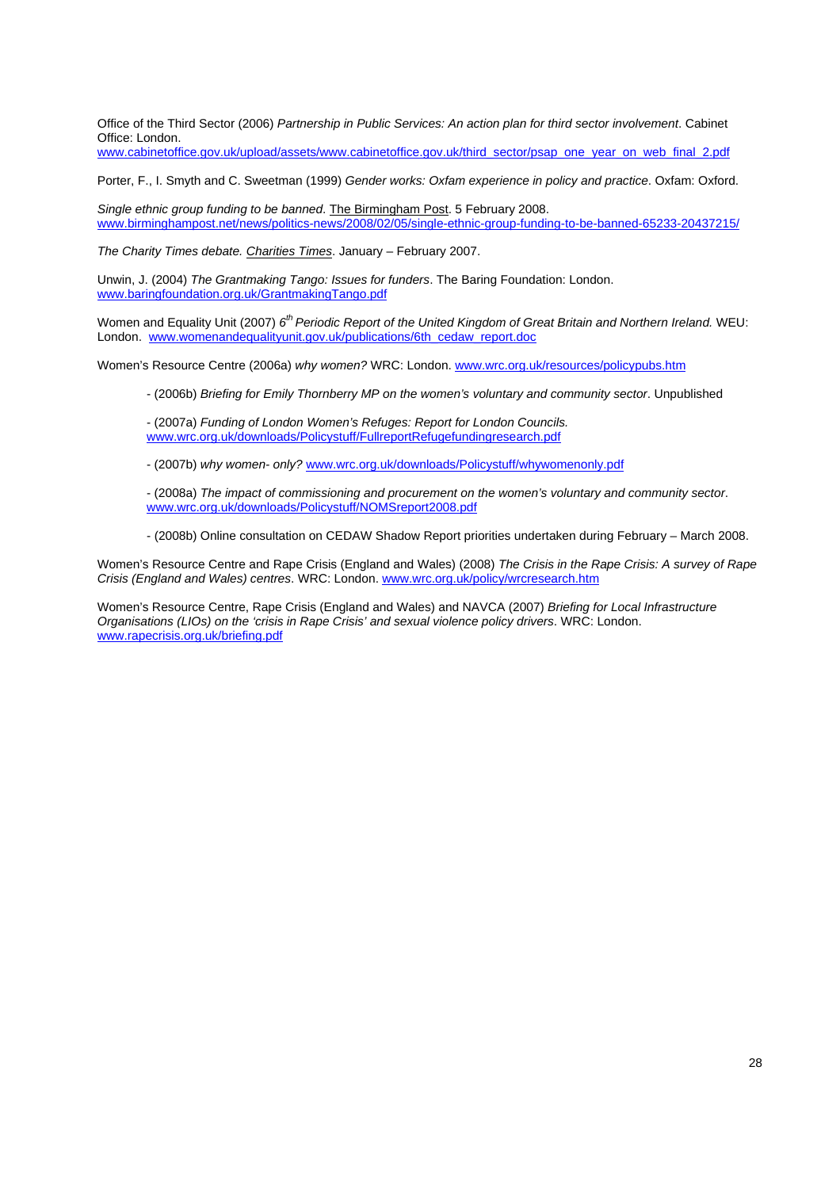Office of the Third Sector (2006) *Partnership in Public Services: An action plan for third sector involvement*. Cabinet Office: London.
www.cabinetoffice.gov.uk/upload/assets/www.cabinetoffice.gov.uk/third_sector/psap_one_year_on_web_final_2.pdf

Porter, F., I. Smyth and C. Sweetman (1999) *Gender works: Oxfam experience in policy and practice*. Oxfam: Oxford.

*Single ethnic group funding to be banned*. The Birmingham Post. 5 February 2008.
www.birminghampost.net/news/politics-news/2008/02/05/single-ethnic-group-funding-to-be-banned-65233-20437215/

*The Charity Times debate.* Charities Times. January – February 2007.

Unwin, J. (2004) *The Grantmaking Tango: Issues for funders*. The Baring Foundation: London.
www.baringfoundation.org.uk/GrantmakingTango.pdf

Women and Equality Unit (2007) *6th Periodic Report of the United Kingdom of Great Britain and Northern Ireland.* WEU: London. www.womenandequalityunit.gov.uk/publications/6th_cedaw_report.doc

Women's Resource Centre (2006a) *why women?* WRC: London. www.wrc.org.uk/resources/policypubs.htm

- (2006b) *Briefing for Emily Thornberry MP on the women's voluntary and community sector*. Unpublished

- (2007a) *Funding of London Women's Refuges: Report for London Councils.* www.wrc.org.uk/downloads/Policystuff/FullreportRefugefundingresearch.pdf

- (2007b) *why women- only?* www.wrc.org.uk/downloads/Policystuff/whywomenonly.pdf

- (2008a) *The impact of commissioning and procurement on the women's voluntary and community sector*. www.wrc.org.uk/downloads/Policystuff/NOMSreport2008.pdf

- (2008b) Online consultation on CEDAW Shadow Report priorities undertaken during February – March 2008.

Women's Resource Centre and Rape Crisis (England and Wales) (2008) *The Crisis in the Rape Crisis: A survey of Rape Crisis (England and Wales) centres*. WRC: London. www.wrc.org.uk/policy/wrcresearch.htm

Women's Resource Centre, Rape Crisis (England and Wales) and NAVCA (2007) *Briefing for Local Infrastructure Organisations (LIOs) on the 'crisis in Rape Crisis' and sexual violence policy drivers*. WRC: London.
www.rapecrisis.org.uk/briefing.pdf